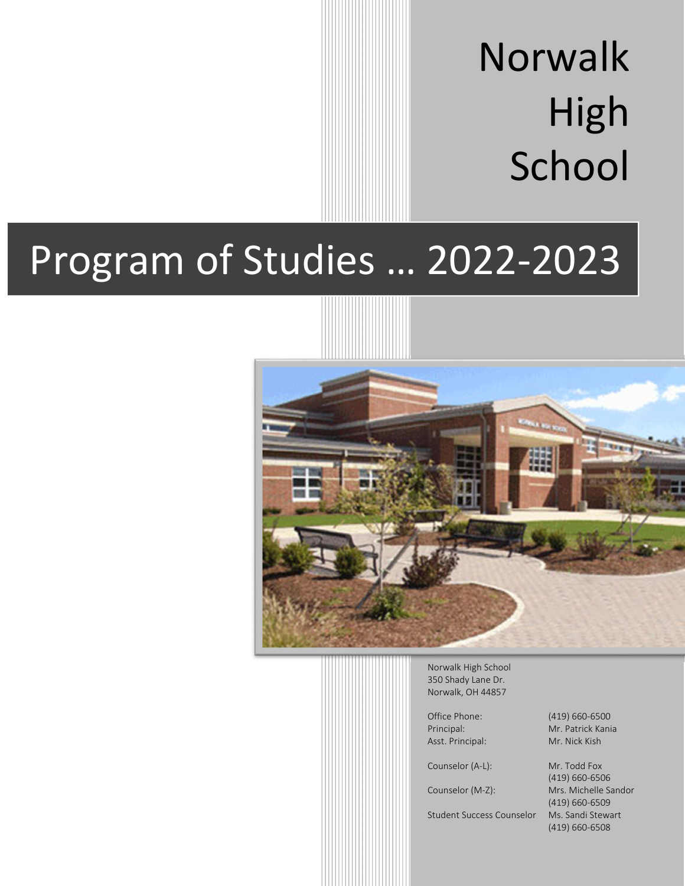# Norwalk High School

# Program of Studies … 2022-2023

Norwalk High School
350 Shady Lane Dr.
Norwalk, OH 44857

| | |
|---|---|
| Office Phone: | (419) 660-6500 |
| Principal: | Mr. Patrick Kania |
| Asst. Principal: | Mr. Nick Kish |
| Counselor (A-L): | Mr. Todd Fox<br>(419) 660-6506 |
| Counselor (M-Z): | Mrs. Michelle Sandor<br>(419) 660-6509 |
| Student Success Counselor | Ms. Sandi Stewart<br>(419) 660-6508 |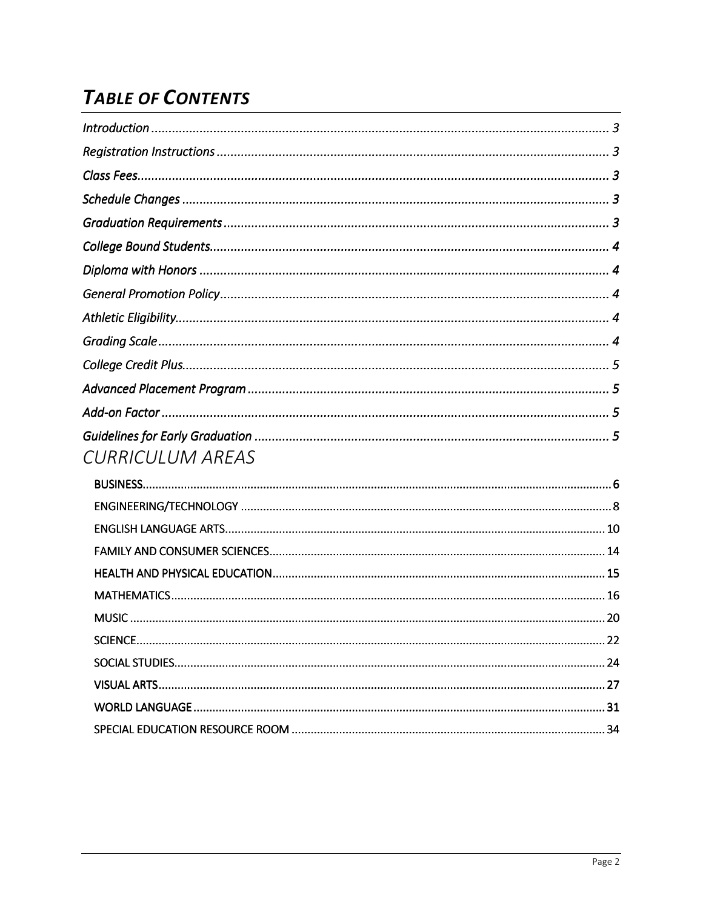# *TABLE OF CONTENTS*

*Introduction* ..................................................................................................... 3

*Registration Instructions* ................................................................................. 3

*Class Fees* ....................................................................................................... 3

*Schedule Changes* ........................................................................................... 3

*Graduation Requirements* ............................................................................... 3

*College Bound Students* ................................................................................... 4

*Diploma with Honors* ...................................................................................... 4

*General Promotion Policy* ................................................................................ 4

*Athletic Eligibility* ............................................................................................. 4

*Grading Scale* .................................................................................................. 4

*College Credit Plus* ........................................................................................... 5

*Advanced Placement Program* ........................................................................ 5

*Add-on Factor* ................................................................................................. 5

*Guidelines for Early Graduation* ...................................................................... 5

## CURRICULUM AREAS

BUSINESS ............................................................................................................ 6

ENGINEERING/TECHNOLOGY .............................................................................. 8

ENGLISH LANGUAGE ARTS ................................................................................. 10

FAMILY AND CONSUMER SCIENCES .................................................................... 14

HEALTH AND PHYSICAL EDUCATION ................................................................... 15

MATHEMATICS ................................................................................................... 16

MUSIC ................................................................................................................ 20

SCIENCE .............................................................................................................. 22

SOCIAL STUDIES .................................................................................................. 24

VISUAL ARTS ....................................................................................................... 27

WORLD LANGUAGE ............................................................................................ 31

SPECIAL EDUCATION RESOURCE ROOM .............................................................. 34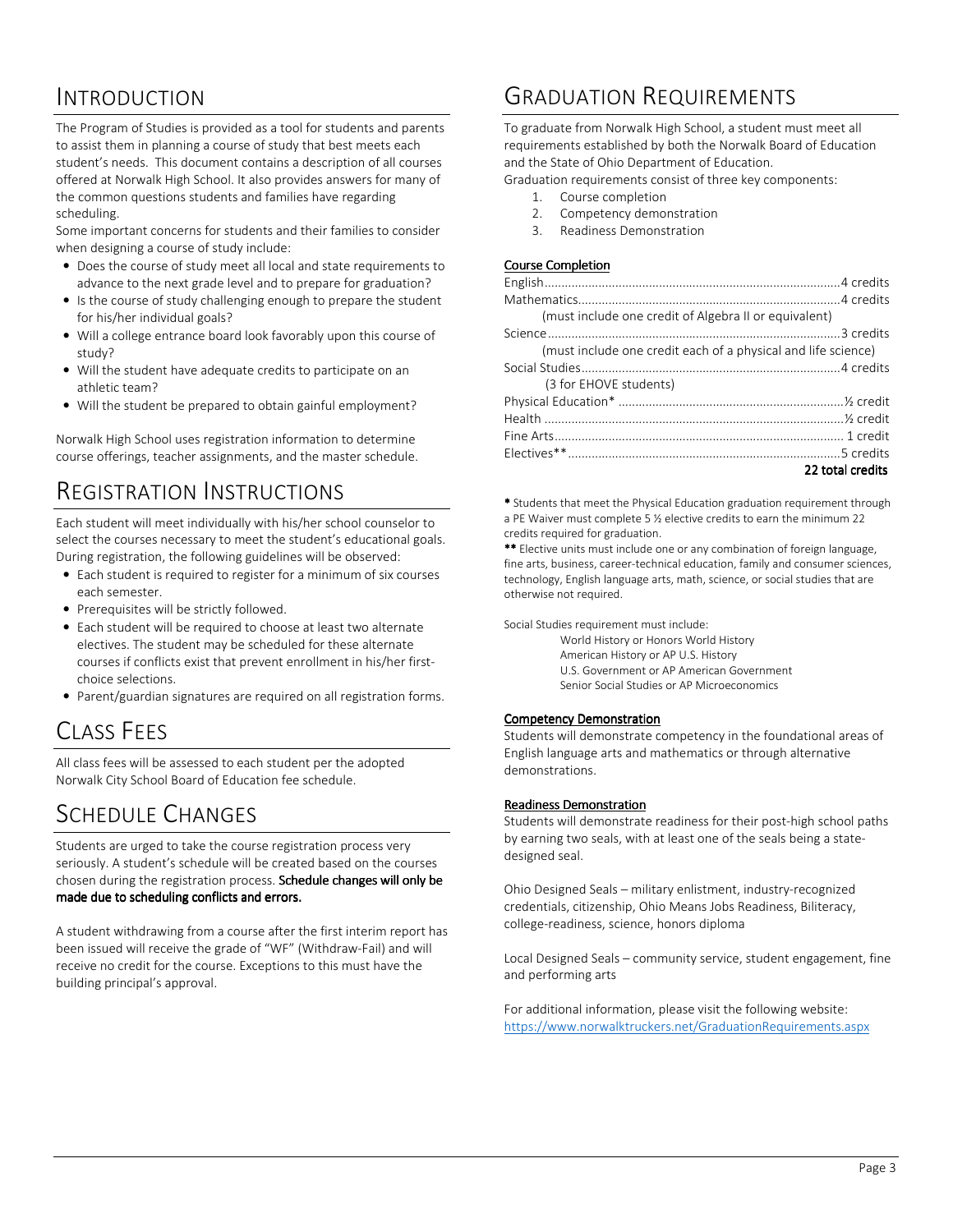# Introduction

The Program of Studies is provided as a tool for students and parents to assist them in planning a course of study that best meets each student's needs. This document contains a description of all courses offered at Norwalk High School. It also provides answers for many of the common questions students and families have regarding scheduling.

Some important concerns for students and their families to consider when designing a course of study include:

- Does the course of study meet all local and state requirements to advance to the next grade level and to prepare for graduation?
- Is the course of study challenging enough to prepare the student for his/her individual goals?
- Will a college entrance board look favorably upon this course of study?
- Will the student have adequate credits to participate on an athletic team?
- Will the student be prepared to obtain gainful employment?

Norwalk High School uses registration information to determine course offerings, teacher assignments, and the master schedule.

# Registration Instructions

Each student will meet individually with his/her school counselor to select the courses necessary to meet the student's educational goals. During registration, the following guidelines will be observed:

- Each student is required to register for a minimum of six courses each semester.
- Prerequisites will be strictly followed.
- Each student will be required to choose at least two alternate electives. The student may be scheduled for these alternate courses if conflicts exist that prevent enrollment in his/her first-choice selections.
- Parent/guardian signatures are required on all registration forms.

# Class Fees

All class fees will be assessed to each student per the adopted Norwalk City School Board of Education fee schedule.

# Schedule Changes

Students are urged to take the course registration process very seriously. A student's schedule will be created based on the courses chosen during the registration process. **Schedule changes will only be made due to scheduling conflicts and errors.**

A student withdrawing from a course after the first interim report has been issued will receive the grade of "WF" (Withdraw-Fail) and will receive no credit for the course. Exceptions to this must have the building principal's approval.

# Graduation Requirements

To graduate from Norwalk High School, a student must meet all requirements established by both the Norwalk Board of Education and the State of Ohio Department of Education.

Graduation requirements consist of three key components:

1. Course completion
2. Competency demonstration
3. Readiness Demonstration

**Course Completion**

| Subject | Credits |
|---|---|
| English | 4 credits |
| Mathematics (must include one credit of Algebra II or equivalent) | 4 credits |
| Science (must include one credit each of a physical and life science) | 3 credits |
| Social Studies (3 for EHOVE students) | 4 credits |
| Physical Education* | ½ credit |
| Health | ½ credit |
| Fine Arts | 1 credit |
| Electives** | 5 credits |
| | **22 total credits** |

\* Students that meet the Physical Education graduation requirement through a PE Waiver must complete 5 ½ elective credits to earn the minimum 22 credits required for graduation.

\*\* Elective units must include one or any combination of foreign language, fine arts, business, career-technical education, family and consumer sciences, technology, English language arts, math, science, or social studies that are otherwise not required.

Social Studies requirement must include:

- World History or Honors World History
- American History or AP U.S. History
- U.S. Government or AP American Government
- Senior Social Studies or AP Microeconomics

**Competency Demonstration**

Students will demonstrate competency in the foundational areas of English language arts and mathematics or through alternative demonstrations.

**Readiness Demonstration**

Students will demonstrate readiness for their post-high school paths by earning two seals, with at least one of the seals being a state-designed seal.

Ohio Designed Seals – military enlistment, industry-recognized credentials, citizenship, Ohio Means Jobs Readiness, Biliteracy, college-readiness, science, honors diploma

Local Designed Seals – community service, student engagement, fine and performing arts

For additional information, please visit the following website: https://www.norwalktruckers.net/GraduationRequirements.aspx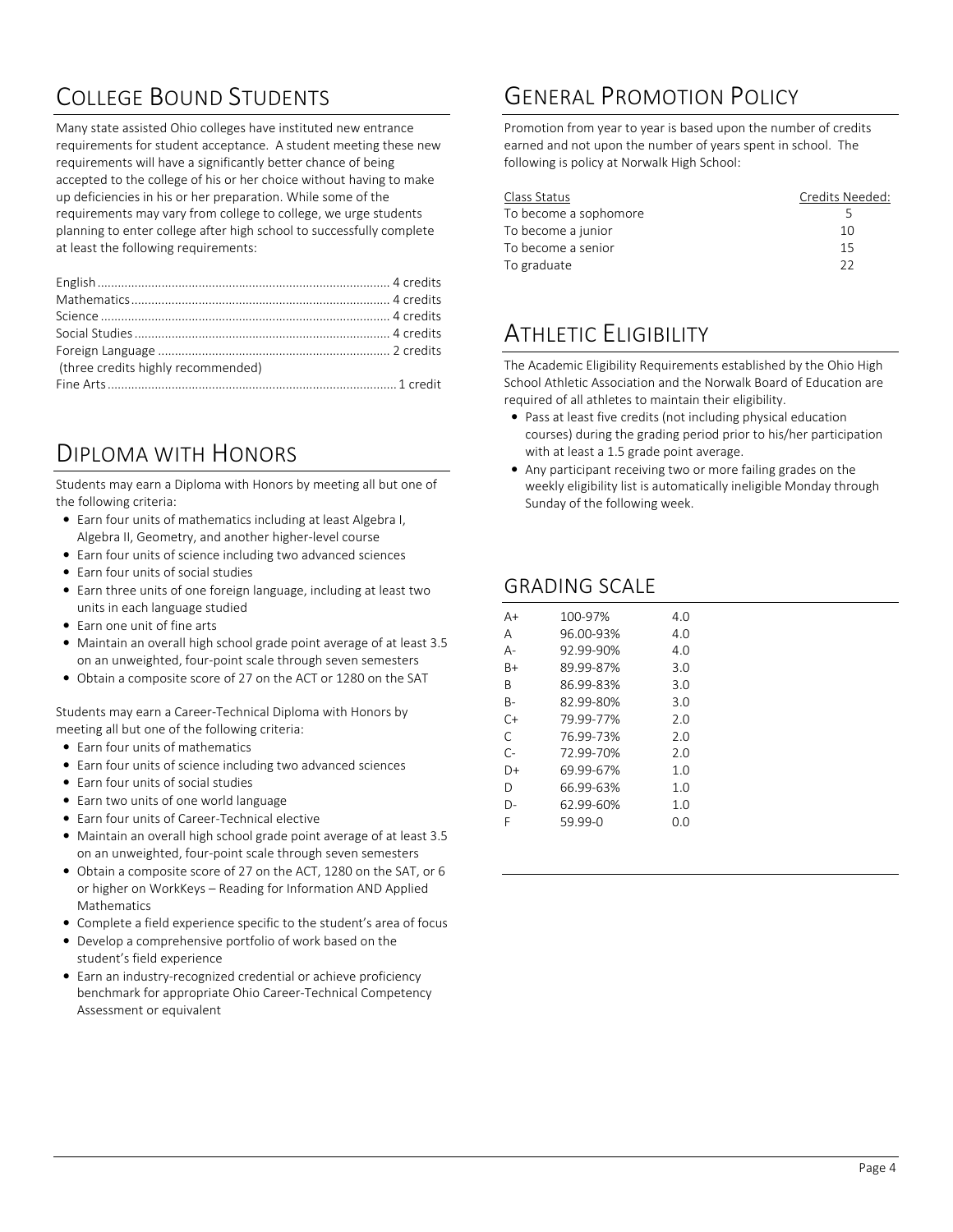## College Bound Students

Many state assisted Ohio colleges have instituted new entrance requirements for student acceptance. A student meeting these new requirements will have a significantly better chance of being accepted to the college of his or her choice without having to make up deficiencies in his or her preparation. While some of the requirements may vary from college to college, we urge students planning to enter college after high school to successfully complete at least the following requirements:

| Subject | Credits |
|---|---|
| English | 4 credits |
| Mathematics | 4 credits |
| Science | 4 credits |
| Social Studies | 4 credits |
| Foreign Language (three credits highly recommended) | 2 credits |
| Fine Arts | 1 credit |

## Diploma with Honors

Students may earn a Diploma with Honors by meeting all but one of the following criteria:

- Earn four units of mathematics including at least Algebra I, Algebra II, Geometry, and another higher-level course
- Earn four units of science including two advanced sciences
- Earn four units of social studies
- Earn three units of one foreign language, including at least two units in each language studied
- Earn one unit of fine arts
- Maintain an overall high school grade point average of at least 3.5 on an unweighted, four-point scale through seven semesters
- Obtain a composite score of 27 on the ACT or 1280 on the SAT

Students may earn a Career-Technical Diploma with Honors by meeting all but one of the following criteria:

- Earn four units of mathematics
- Earn four units of science including two advanced sciences
- Earn four units of social studies
- Earn two units of one world language
- Earn four units of Career-Technical elective
- Maintain an overall high school grade point average of at least 3.5 on an unweighted, four-point scale through seven semesters
- Obtain a composite score of 27 on the ACT, 1280 on the SAT, or 6 or higher on WorkKeys – Reading for Information AND Applied Mathematics
- Complete a field experience specific to the student's area of focus
- Develop a comprehensive portfolio of work based on the student's field experience
- Earn an industry-recognized credential or achieve proficiency benchmark for appropriate Ohio Career-Technical Competency Assessment or equivalent

## General Promotion Policy

Promotion from year to year is based upon the number of credits earned and not upon the number of years spent in school. The following is policy at Norwalk High School:

| Class Status | Credits Needed: |
|---|---|
| To become a sophomore | 5 |
| To become a junior | 10 |
| To become a senior | 15 |
| To graduate | 22 |

## Athletic Eligibility

The Academic Eligibility Requirements established by the Ohio High School Athletic Association and the Norwalk Board of Education are required of all athletes to maintain their eligibility.

- Pass at least five credits (not including physical education courses) during the grading period prior to his/her participation with at least a 1.5 grade point average.
- Any participant receiving two or more failing grades on the weekly eligibility list is automatically ineligible Monday through Sunday of the following week.

## Grading Scale

| Grade | Percentage | Points |
|---|---|---|
| A+ | 100-97% | 4.0 |
| A | 96.00-93% | 4.0 |
| A- | 92.99-90% | 4.0 |
| B+ | 89.99-87% | 3.0 |
| B | 86.99-83% | 3.0 |
| B- | 82.99-80% | 3.0 |
| C+ | 79.99-77% | 2.0 |
| C | 76.99-73% | 2.0 |
| C- | 72.99-70% | 2.0 |
| D+ | 69.99-67% | 1.0 |
| D | 66.99-63% | 1.0 |
| D- | 62.99-60% | 1.0 |
| F | 59.99-0 | 0.0 |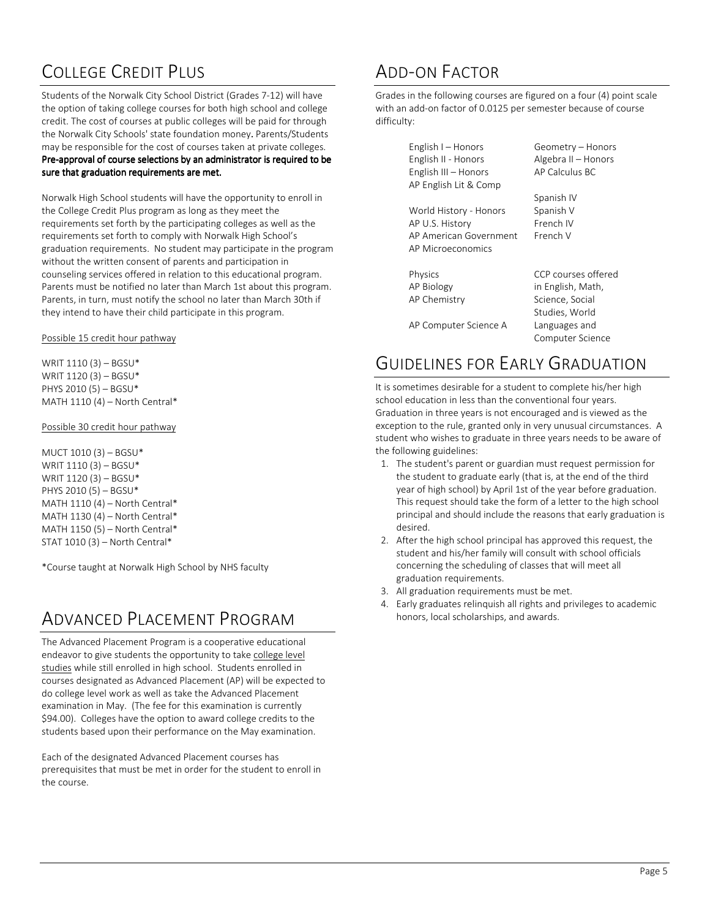## College Credit Plus

Students of the Norwalk City School District (Grades 7-12) will have the option of taking college courses for both high school and college credit. The cost of courses at public colleges will be paid for through the Norwalk City Schools' state foundation money. Parents/Students may be responsible for the cost of courses taken at private colleges. **Pre-approval of course selections by an administrator is required to be sure that graduation requirements are met.**

Norwalk High School students will have the opportunity to enroll in the College Credit Plus program as long as they meet the requirements set forth by the participating colleges as well as the requirements set forth to comply with Norwalk High School's graduation requirements. No student may participate in the program without the written consent of parents and participation in counseling services offered in relation to this educational program. Parents must be notified no later than March 1st about this program. Parents, in turn, must notify the school no later than March 30th if they intend to have their child participate in this program.

Possible 15 credit hour pathway

WRIT 1110 (3) – BGSU*
WRIT 1120 (3) – BGSU*
PHYS 2010 (5) – BGSU*
MATH 1110 (4) – North Central*

Possible 30 credit hour pathway

MUCT 1010 (3) – BGSU*
WRIT 1110 (3) – BGSU*
WRIT 1120 (3) – BGSU*
PHYS 2010 (5) – BGSU*
MATH 1110 (4) – North Central*
MATH 1130 (4) – North Central*
MATH 1150 (5) – North Central*
STAT 1010 (3) – North Central*

*Course taught at Norwalk High School by NHS faculty

## Advanced Placement Program

The Advanced Placement Program is a cooperative educational endeavor to give students the opportunity to take college level studies while still enrolled in high school. Students enrolled in courses designated as Advanced Placement (AP) will be expected to do college level work as well as take the Advanced Placement examination in May. (The fee for this examination is currently $94.00). Colleges have the option to award college credits to the students based upon their performance on the May examination.

Each of the designated Advanced Placement courses has prerequisites that must be met in order for the student to enroll in the course.

## Add-on Factor

Grades in the following courses are figured on a four (4) point scale with an add-on factor of 0.0125 per semester because of course difficulty:

English I – Honors
English II - Honors
English III – Honors
AP English Lit & Comp

World History - Honors
AP U.S. History
AP American Government
AP Microeconomics

Physics
AP Biology
AP Chemistry

AP Computer Science A

Geometry – Honors
Algebra II – Honors
AP Calculus BC

Spanish IV
Spanish V
French IV
French V

CCP courses offered in English, Math, Science, Social Studies, World Languages and Computer Science

## Guidelines for Early Graduation

It is sometimes desirable for a student to complete his/her high school education in less than the conventional four years. Graduation in three years is not encouraged and is viewed as the exception to the rule, granted only in very unusual circumstances. A student who wishes to graduate in three years needs to be aware of the following guidelines:

1. The student's parent or guardian must request permission for the student to graduate early (that is, at the end of the third year of high school) by April 1st of the year before graduation. This request should take the form of a letter to the high school principal and should include the reasons that early graduation is desired.
2. After the high school principal has approved this request, the student and his/her family will consult with school officials concerning the scheduling of classes that will meet all graduation requirements.
3. All graduation requirements must be met.
4. Early graduates relinquish all rights and privileges to academic honors, local scholarships, and awards.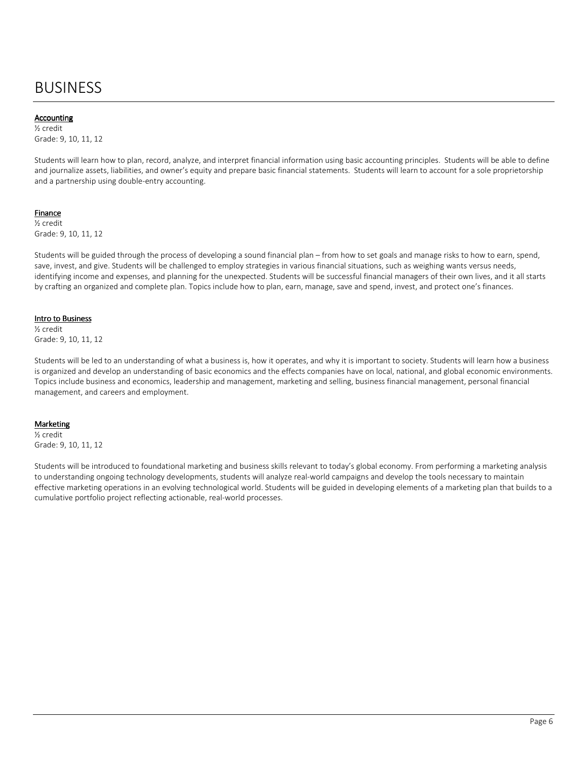# BUSINESS

### Accounting

½ credit
Grade: 9, 10, 11, 12

Students will learn how to plan, record, analyze, and interpret financial information using basic accounting principles. Students will be able to define and journalize assets, liabilities, and owner's equity and prepare basic financial statements. Students will learn to account for a sole proprietorship and a partnership using double-entry accounting.

### Finance

½ credit
Grade: 9, 10, 11, 12

Students will be guided through the process of developing a sound financial plan – from how to set goals and manage risks to how to earn, spend, save, invest, and give. Students will be challenged to employ strategies in various financial situations, such as weighing wants versus needs, identifying income and expenses, and planning for the unexpected. Students will be successful financial managers of their own lives, and it all starts by crafting an organized and complete plan. Topics include how to plan, earn, manage, save and spend, invest, and protect one's finances.

### Intro to Business

½ credit
Grade: 9, 10, 11, 12

Students will be led to an understanding of what a business is, how it operates, and why it is important to society. Students will learn how a business is organized and develop an understanding of basic economics and the effects companies have on local, national, and global economic environments. Topics include business and economics, leadership and management, marketing and selling, business financial management, personal financial management, and careers and employment.

### Marketing

½ credit
Grade: 9, 10, 11, 12

Students will be introduced to foundational marketing and business skills relevant to today's global economy. From performing a marketing analysis to understanding ongoing technology developments, students will analyze real-world campaigns and develop the tools necessary to maintain effective marketing operations in an evolving technological world. Students will be guided in developing elements of a marketing plan that builds to a cumulative portfolio project reflecting actionable, real-world processes.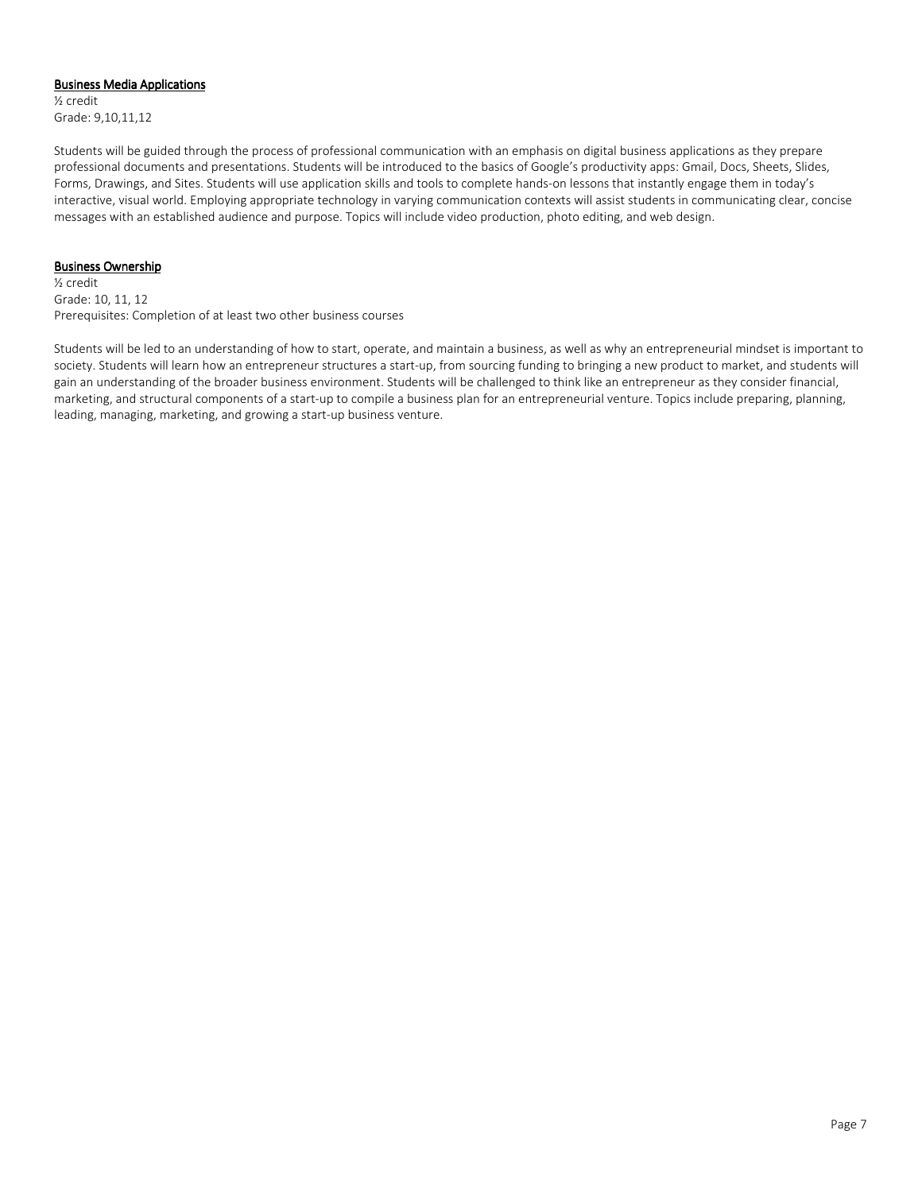### Business Media Applications

½ credit
Grade: 9,10,11,12

Students will be guided through the process of professional communication with an emphasis on digital business applications as they prepare professional documents and presentations. Students will be introduced to the basics of Google's productivity apps: Gmail, Docs, Sheets, Slides, Forms, Drawings, and Sites. Students will use application skills and tools to complete hands-on lessons that instantly engage them in today's interactive, visual world. Employing appropriate technology in varying communication contexts will assist students in communicating clear, concise messages with an established audience and purpose. Topics will include video production, photo editing, and web design.

### Business Ownership

½ credit
Grade: 10, 11, 12
Prerequisites: Completion of at least two other business courses

Students will be led to an understanding of how to start, operate, and maintain a business, as well as why an entrepreneurial mindset is important to society. Students will learn how an entrepreneur structures a start-up, from sourcing funding to bringing a new product to market, and students will gain an understanding of the broader business environment. Students will be challenged to think like an entrepreneur as they consider financial, marketing, and structural components of a start-up to compile a business plan for an entrepreneurial venture. Topics include preparing, planning, leading, managing, marketing, and growing a start-up business venture.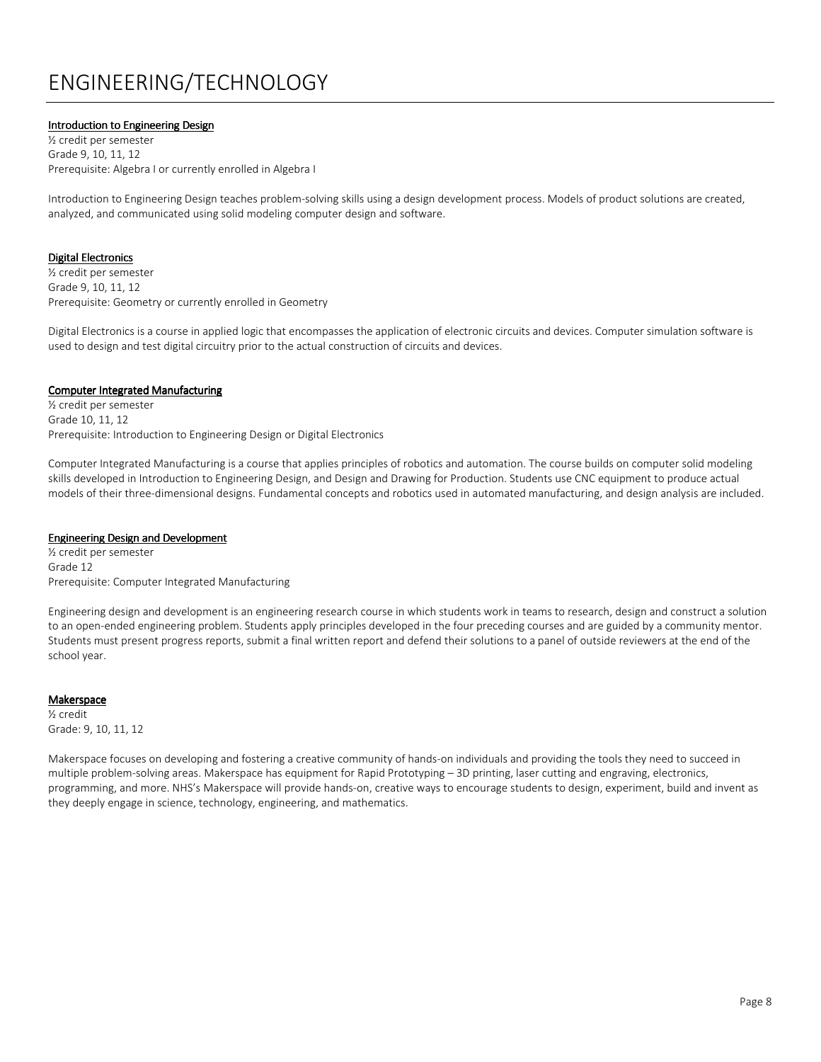# ENGINEERING/TECHNOLOGY

### Introduction to Engineering Design

½ credit per semester
Grade 9, 10, 11, 12
Prerequisite: Algebra I or currently enrolled in Algebra I

Introduction to Engineering Design teaches problem-solving skills using a design development process. Models of product solutions are created, analyzed, and communicated using solid modeling computer design and software.

### Digital Electronics

½ credit per semester
Grade 9, 10, 11, 12
Prerequisite: Geometry or currently enrolled in Geometry

Digital Electronics is a course in applied logic that encompasses the application of electronic circuits and devices. Computer simulation software is used to design and test digital circuitry prior to the actual construction of circuits and devices.

### Computer Integrated Manufacturing

½ credit per semester
Grade 10, 11, 12
Prerequisite: Introduction to Engineering Design or Digital Electronics

Computer Integrated Manufacturing is a course that applies principles of robotics and automation. The course builds on computer solid modeling skills developed in Introduction to Engineering Design, and Design and Drawing for Production. Students use CNC equipment to produce actual models of their three-dimensional designs. Fundamental concepts and robotics used in automated manufacturing, and design analysis are included.

### Engineering Design and Development

½ credit per semester
Grade 12
Prerequisite: Computer Integrated Manufacturing

Engineering design and development is an engineering research course in which students work in teams to research, design and construct a solution to an open-ended engineering problem. Students apply principles developed in the four preceding courses and are guided by a community mentor. Students must present progress reports, submit a final written report and defend their solutions to a panel of outside reviewers at the end of the school year.

### Makerspace

½ credit
Grade: 9, 10, 11, 12

Makerspace focuses on developing and fostering a creative community of hands-on individuals and providing the tools they need to succeed in multiple problem-solving areas. Makerspace has equipment for Rapid Prototyping – 3D printing, laser cutting and engraving, electronics, programming, and more. NHS's Makerspace will provide hands-on, creative ways to encourage students to design, experiment, build and invent as they deeply engage in science, technology, engineering, and mathematics.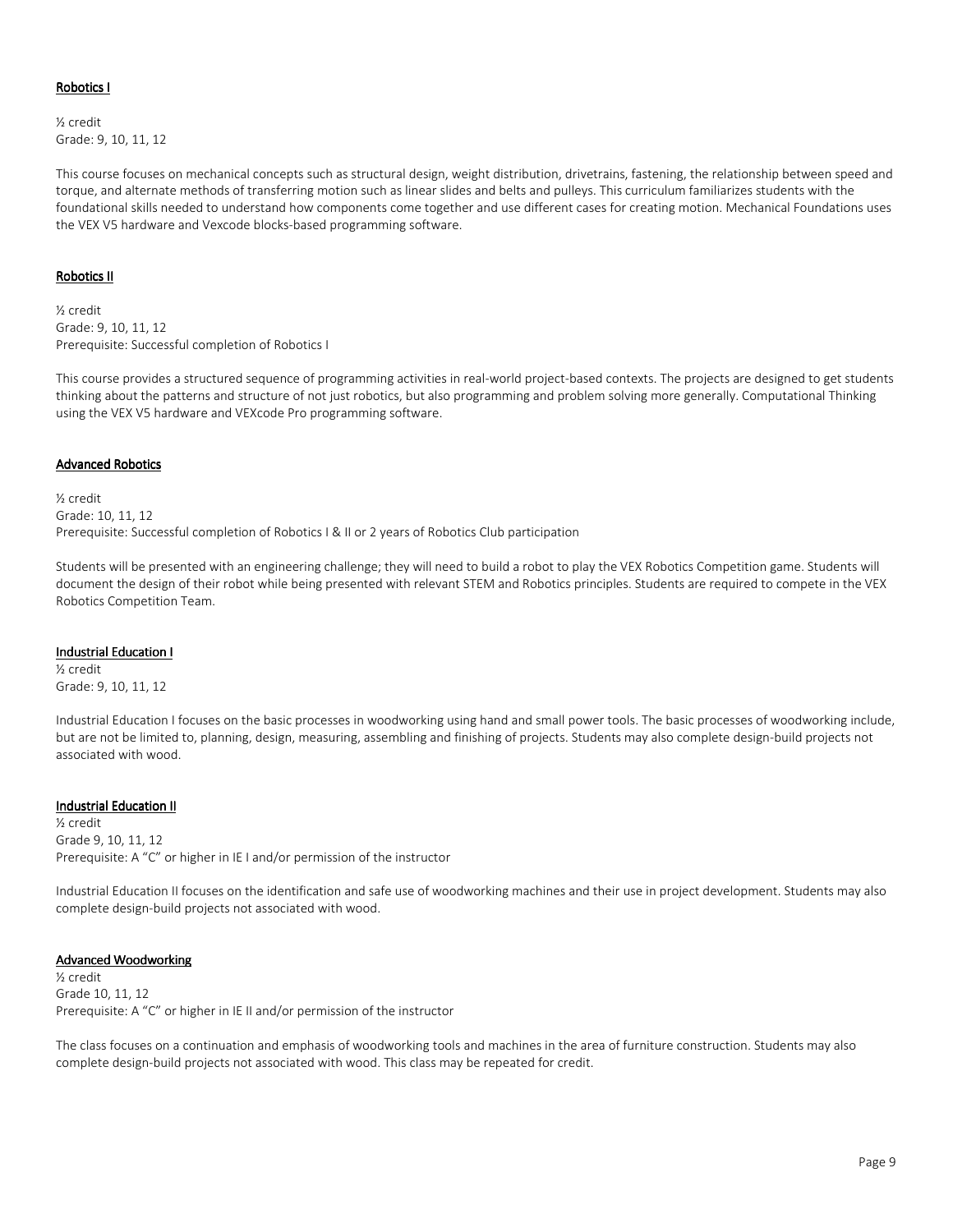### Robotics I

½ credit
Grade: 9, 10, 11, 12

This course focuses on mechanical concepts such as structural design, weight distribution, drivetrains, fastening, the relationship between speed and torque, and alternate methods of transferring motion such as linear slides and belts and pulleys. This curriculum familiarizes students with the foundational skills needed to understand how components come together and use different cases for creating motion. Mechanical Foundations uses the VEX V5 hardware and Vexcode blocks-based programming software.

### Robotics II

½ credit
Grade: 9, 10, 11, 12
Prerequisite: Successful completion of Robotics I

This course provides a structured sequence of programming activities in real-world project-based contexts. The projects are designed to get students thinking about the patterns and structure of not just robotics, but also programming and problem solving more generally. Computational Thinking using the VEX V5 hardware and VEXcode Pro programming software.

### Advanced Robotics

½ credit
Grade: 10, 11, 12
Prerequisite: Successful completion of Robotics I & II or 2 years of Robotics Club participation

Students will be presented with an engineering challenge; they will need to build a robot to play the VEX Robotics Competition game. Students will document the design of their robot while being presented with relevant STEM and Robotics principles. Students are required to compete in the VEX Robotics Competition Team.

### Industrial Education I

½ credit
Grade: 9, 10, 11, 12

Industrial Education I focuses on the basic processes in woodworking using hand and small power tools. The basic processes of woodworking include, but are not be limited to, planning, design, measuring, assembling and finishing of projects. Students may also complete design-build projects not associated with wood.

### Industrial Education II

½ credit
Grade 9, 10, 11, 12
Prerequisite: A "C" or higher in IE I and/or permission of the instructor

Industrial Education II focuses on the identification and safe use of woodworking machines and their use in project development. Students may also complete design-build projects not associated with wood.

### Advanced Woodworking

½ credit
Grade 10, 11, 12
Prerequisite: A "C" or higher in IE II and/or permission of the instructor

The class focuses on a continuation and emphasis of woodworking tools and machines in the area of furniture construction. Students may also complete design-build projects not associated with wood. This class may be repeated for credit.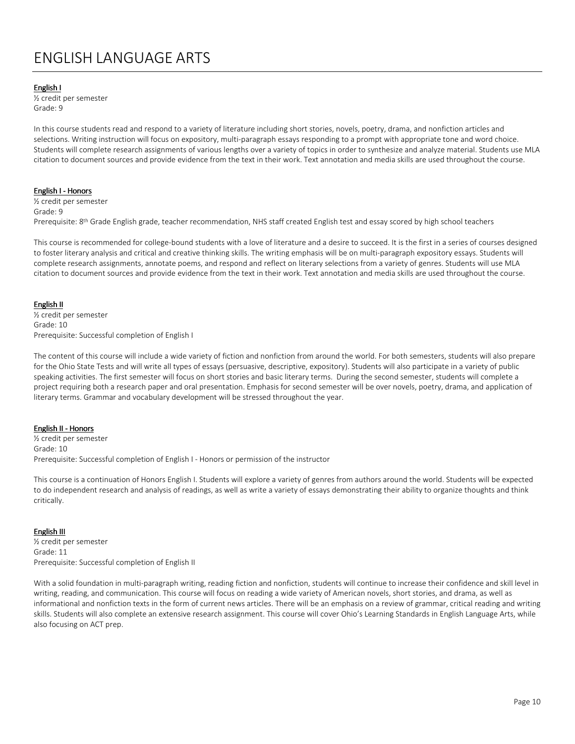# ENGLISH LANGUAGE ARTS

**English I**
½ credit per semester
Grade: 9

In this course students read and respond to a variety of literature including short stories, novels, poetry, drama, and nonfiction articles and selections. Writing instruction will focus on expository, multi-paragraph essays responding to a prompt with appropriate tone and word choice. Students will complete research assignments of various lengths over a variety of topics in order to synthesize and analyze material. Students use MLA citation to document sources and provide evidence from the text in their work. Text annotation and media skills are used throughout the course.

**English I - Honors**
½ credit per semester
Grade: 9
Prerequisite: 8th Grade English grade, teacher recommendation, NHS staff created English test and essay scored by high school teachers

This course is recommended for college-bound students with a love of literature and a desire to succeed. It is the first in a series of courses designed to foster literary analysis and critical and creative thinking skills. The writing emphasis will be on multi-paragraph expository essays. Students will complete research assignments, annotate poems, and respond and reflect on literary selections from a variety of genres. Students will use MLA citation to document sources and provide evidence from the text in their work. Text annotation and media skills are used throughout the course.

**English II**
½ credit per semester
Grade: 10
Prerequisite: Successful completion of English I

The content of this course will include a wide variety of fiction and nonfiction from around the world. For both semesters, students will also prepare for the Ohio State Tests and will write all types of essays (persuasive, descriptive, expository). Students will also participate in a variety of public speaking activities. The first semester will focus on short stories and basic literary terms. During the second semester, students will complete a project requiring both a research paper and oral presentation. Emphasis for second semester will be over novels, poetry, drama, and application of literary terms. Grammar and vocabulary development will be stressed throughout the year.

**English II - Honors**
½ credit per semester
Grade: 10
Prerequisite: Successful completion of English I - Honors or permission of the instructor

This course is a continuation of Honors English I. Students will explore a variety of genres from authors around the world. Students will be expected to do independent research and analysis of readings, as well as write a variety of essays demonstrating their ability to organize thoughts and think critically.

**English III**
½ credit per semester
Grade: 11
Prerequisite: Successful completion of English II

With a solid foundation in multi-paragraph writing, reading fiction and nonfiction, students will continue to increase their confidence and skill level in writing, reading, and communication. This course will focus on reading a wide variety of American novels, short stories, and drama, as well as informational and nonfiction texts in the form of current news articles. There will be an emphasis on a review of grammar, critical reading and writing skills. Students will also complete an extensive research assignment. This course will cover Ohio's Learning Standards in English Language Arts, while also focusing on ACT prep.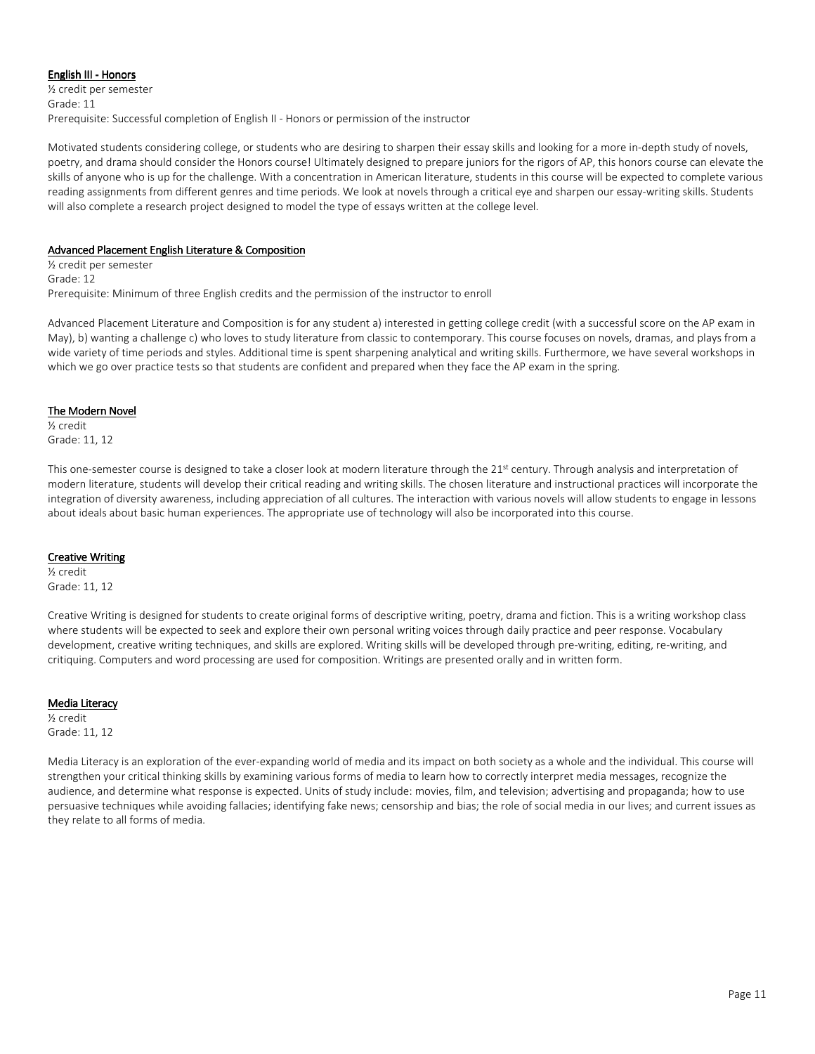## English III - Honors

½ credit per semester
Grade: 11
Prerequisite: Successful completion of English II - Honors or permission of the instructor

Motivated students considering college, or students who are desiring to sharpen their essay skills and looking for a more in-depth study of novels, poetry, and drama should consider the Honors course! Ultimately designed to prepare juniors for the rigors of AP, this honors course can elevate the skills of anyone who is up for the challenge. With a concentration in American literature, students in this course will be expected to complete various reading assignments from different genres and time periods. We look at novels through a critical eye and sharpen our essay-writing skills. Students will also complete a research project designed to model the type of essays written at the college level.

## Advanced Placement English Literature & Composition

½ credit per semester
Grade: 12
Prerequisite: Minimum of three English credits and the permission of the instructor to enroll

Advanced Placement Literature and Composition is for any student a) interested in getting college credit (with a successful score on the AP exam in May), b) wanting a challenge c) who loves to study literature from classic to contemporary. This course focuses on novels, dramas, and plays from a wide variety of time periods and styles. Additional time is spent sharpening analytical and writing skills. Furthermore, we have several workshops in which we go over practice tests so that students are confident and prepared when they face the AP exam in the spring.

## The Modern Novel

½ credit
Grade: 11, 12

This one-semester course is designed to take a closer look at modern literature through the 21st century. Through analysis and interpretation of modern literature, students will develop their critical reading and writing skills. The chosen literature and instructional practices will incorporate the integration of diversity awareness, including appreciation of all cultures. The interaction with various novels will allow students to engage in lessons about ideals about basic human experiences. The appropriate use of technology will also be incorporated into this course.

## Creative Writing

½ credit
Grade: 11, 12

Creative Writing is designed for students to create original forms of descriptive writing, poetry, drama and fiction. This is a writing workshop class where students will be expected to seek and explore their own personal writing voices through daily practice and peer response. Vocabulary development, creative writing techniques, and skills are explored. Writing skills will be developed through pre-writing, editing, re-writing, and critiquing. Computers and word processing are used for composition. Writings are presented orally and in written form.

## Media Literacy

½ credit
Grade: 11, 12

Media Literacy is an exploration of the ever-expanding world of media and its impact on both society as a whole and the individual. This course will strengthen your critical thinking skills by examining various forms of media to learn how to correctly interpret media messages, recognize the audience, and determine what response is expected. Units of study include: movies, film, and television; advertising and propaganda; how to use persuasive techniques while avoiding fallacies; identifying fake news; censorship and bias; the role of social media in our lives; and current issues as they relate to all forms of media.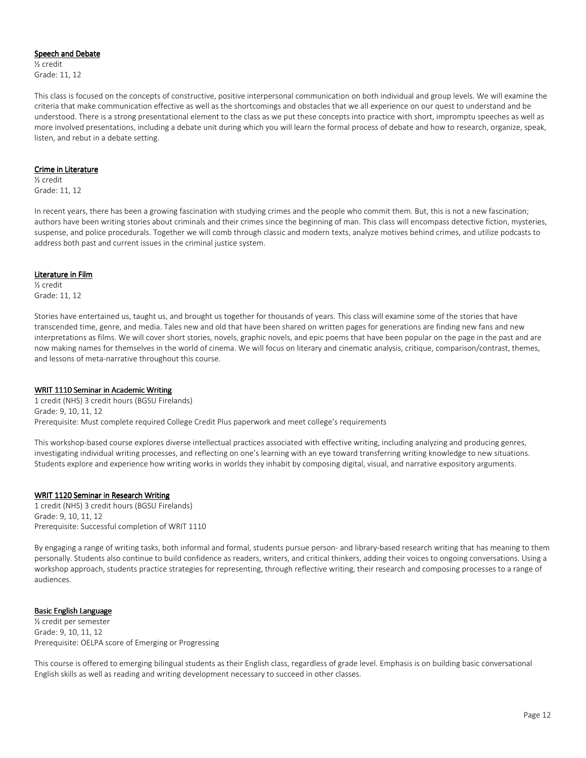### Speech and Debate

½ credit
Grade: 11, 12

This class is focused on the concepts of constructive, positive interpersonal communication on both individual and group levels. We will examine the criteria that make communication effective as well as the shortcomings and obstacles that we all experience on our quest to understand and be understood. There is a strong presentational element to the class as we put these concepts into practice with short, impromptu speeches as well as more involved presentations, including a debate unit during which you will learn the formal process of debate and how to research, organize, speak, listen, and rebut in a debate setting.

### Crime in Literature

½ credit
Grade: 11, 12

In recent years, there has been a growing fascination with studying crimes and the people who commit them. But, this is not a new fascination; authors have been writing stories about criminals and their crimes since the beginning of man. This class will encompass detective fiction, mysteries, suspense, and police procedurals. Together we will comb through classic and modern texts, analyze motives behind crimes, and utilize podcasts to address both past and current issues in the criminal justice system.

### Literature in Film

½ credit
Grade: 11, 12

Stories have entertained us, taught us, and brought us together for thousands of years. This class will examine some of the stories that have transcended time, genre, and media. Tales new and old that have been shared on written pages for generations are finding new fans and new interpretations as films. We will cover short stories, novels, graphic novels, and epic poems that have been popular on the page in the past and are now making names for themselves in the world of cinema. We will focus on literary and cinematic analysis, critique, comparison/contrast, themes, and lessons of meta-narrative throughout this course.

### WRIT 1110 Seminar in Academic Writing

1 credit (NHS) 3 credit hours (BGSU Firelands)
Grade: 9, 10, 11, 12
Prerequisite: Must complete required College Credit Plus paperwork and meet college's requirements

This workshop-based course explores diverse intellectual practices associated with effective writing, including analyzing and producing genres, investigating individual writing processes, and reflecting on one's learning with an eye toward transferring writing knowledge to new situations. Students explore and experience how writing works in worlds they inhabit by composing digital, visual, and narrative expository arguments.

### WRIT 1120 Seminar in Research Writing

1 credit (NHS) 3 credit hours (BGSU Firelands)
Grade: 9, 10, 11, 12
Prerequisite: Successful completion of WRIT 1110

By engaging a range of writing tasks, both informal and formal, students pursue person- and library-based research writing that has meaning to them personally. Students also continue to build confidence as readers, writers, and critical thinkers, adding their voices to ongoing conversations. Using a workshop approach, students practice strategies for representing, through reflective writing, their research and composing processes to a range of audiences.

### Basic English Language

½ credit per semester
Grade: 9, 10, 11, 12
Prerequisite: OELPA score of Emerging or Progressing

This course is offered to emerging bilingual students as their English class, regardless of grade level. Emphasis is on building basic conversational English skills as well as reading and writing development necessary to succeed in other classes.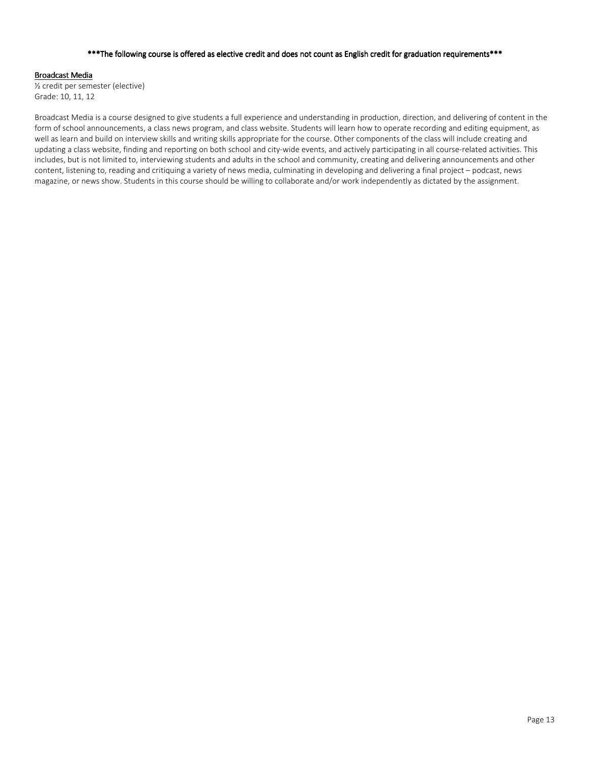**\*\*\*The following course is offered as elective credit and does not count as English credit for graduation requirements\*\*\***

<u>Broadcast Media</u>

½ credit per semester (elective)
Grade: 10, 11, 12

Broadcast Media is a course designed to give students a full experience and understanding in production, direction, and delivering of content in the form of school announcements, a class news program, and class website. Students will learn how to operate recording and editing equipment, as well as learn and build on interview skills and writing skills appropriate for the course. Other components of the class will include creating and updating a class website, finding and reporting on both school and city-wide events, and actively participating in all course-related activities. This includes, but is not limited to, interviewing students and adults in the school and community, creating and delivering announcements and other content, listening to, reading and critiquing a variety of news media, culminating in developing and delivering a final project – podcast, news magazine, or news show. Students in this course should be willing to collaborate and/or work independently as dictated by the assignment.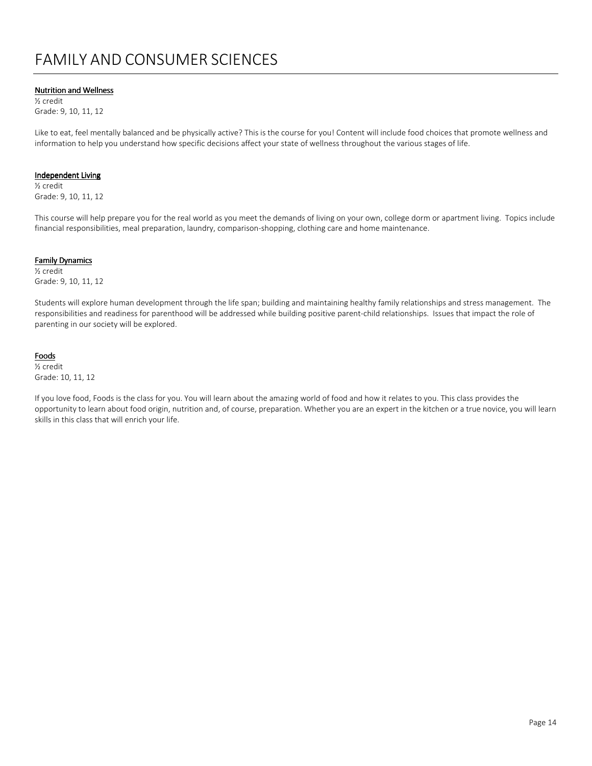# FAMILY AND CONSUMER SCIENCES

**Nutrition and Wellness**

½ credit
Grade: 9, 10, 11, 12

Like to eat, feel mentally balanced and be physically active? This is the course for you! Content will include food choices that promote wellness and information to help you understand how specific decisions affect your state of wellness throughout the various stages of life.

**Independent Living**

½ credit
Grade: 9, 10, 11, 12

This course will help prepare you for the real world as you meet the demands of living on your own, college dorm or apartment living. Topics include financial responsibilities, meal preparation, laundry, comparison-shopping, clothing care and home maintenance.

**Family Dynamics**

½ credit
Grade: 9, 10, 11, 12

Students will explore human development through the life span; building and maintaining healthy family relationships and stress management. The responsibilities and readiness for parenthood will be addressed while building positive parent-child relationships. Issues that impact the role of parenting in our society will be explored.

**Foods**

½ credit
Grade: 10, 11, 12

If you love food, Foods is the class for you. You will learn about the amazing world of food and how it relates to you. This class provides the opportunity to learn about food origin, nutrition and, of course, preparation. Whether you are an expert in the kitchen or a true novice, you will learn skills in this class that will enrich your life.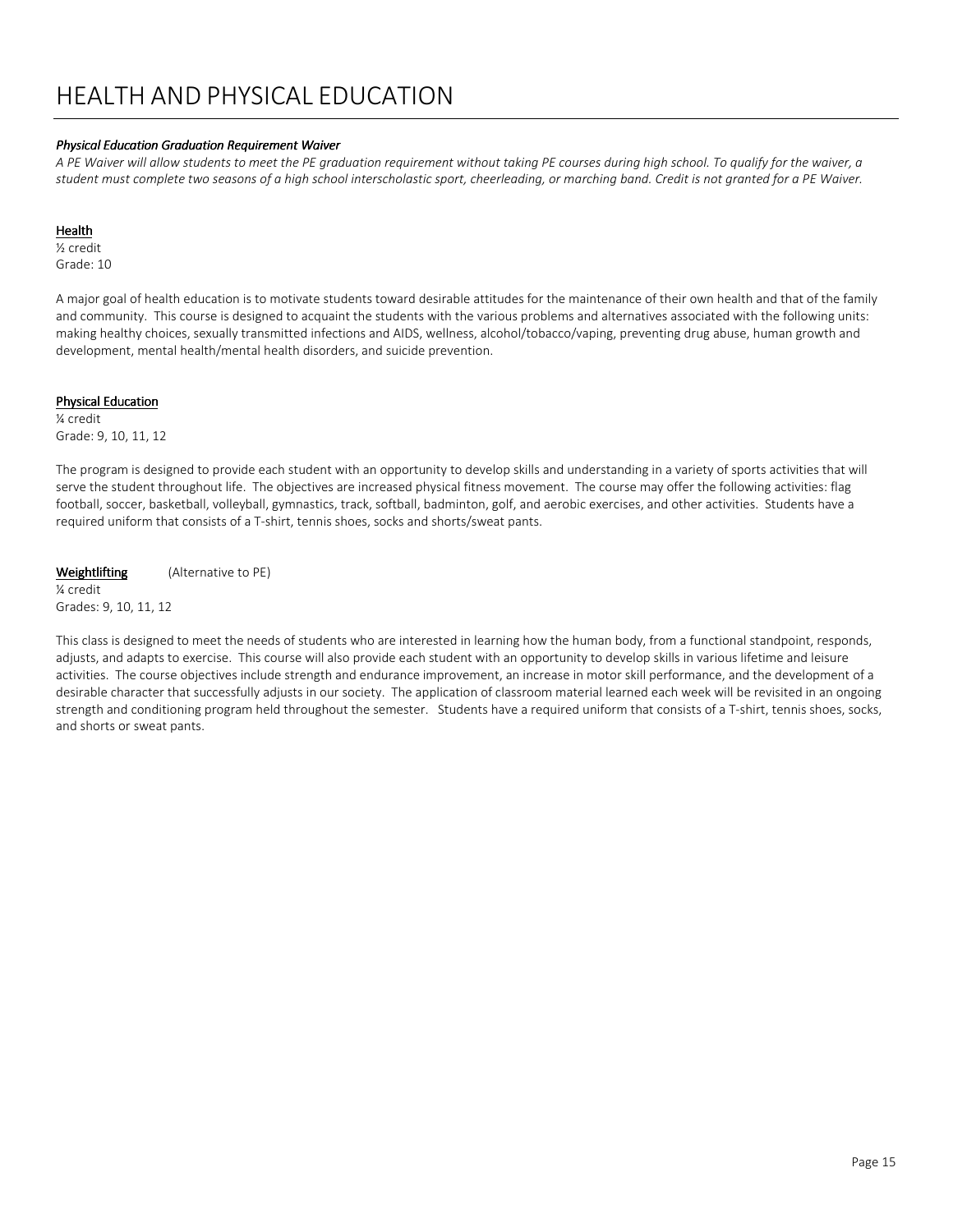# HEALTH AND PHYSICAL EDUCATION

***Physical Education Graduation Requirement Waiver***

*A PE Waiver will allow students to meet the PE graduation requirement without taking PE courses during high school. To qualify for the waiver, a student must complete two seasons of a high school interscholastic sport, cheerleading, or marching band. Credit is not granted for a PE Waiver.*

**Health**
½ credit
Grade: 10

A major goal of health education is to motivate students toward desirable attitudes for the maintenance of their own health and that of the family and community. This course is designed to acquaint the students with the various problems and alternatives associated with the following units: making healthy choices, sexually transmitted infections and AIDS, wellness, alcohol/tobacco/vaping, preventing drug abuse, human growth and development, mental health/mental health disorders, and suicide prevention.

**Physical Education**
¼ credit
Grade: 9, 10, 11, 12

The program is designed to provide each student with an opportunity to develop skills and understanding in a variety of sports activities that will serve the student throughout life. The objectives are increased physical fitness movement. The course may offer the following activities: flag football, soccer, basketball, volleyball, gymnastics, track, softball, badminton, golf, and aerobic exercises, and other activities. Students have a required uniform that consists of a T-shirt, tennis shoes, socks and shorts/sweat pants.

**Weightlifting** (Alternative to PE)
¼ credit
Grades: 9, 10, 11, 12

This class is designed to meet the needs of students who are interested in learning how the human body, from a functional standpoint, responds, adjusts, and adapts to exercise. This course will also provide each student with an opportunity to develop skills in various lifetime and leisure activities. The course objectives include strength and endurance improvement, an increase in motor skill performance, and the development of a desirable character that successfully adjusts in our society. The application of classroom material learned each week will be revisited in an ongoing strength and conditioning program held throughout the semester. Students have a required uniform that consists of a T-shirt, tennis shoes, socks, and shorts or sweat pants.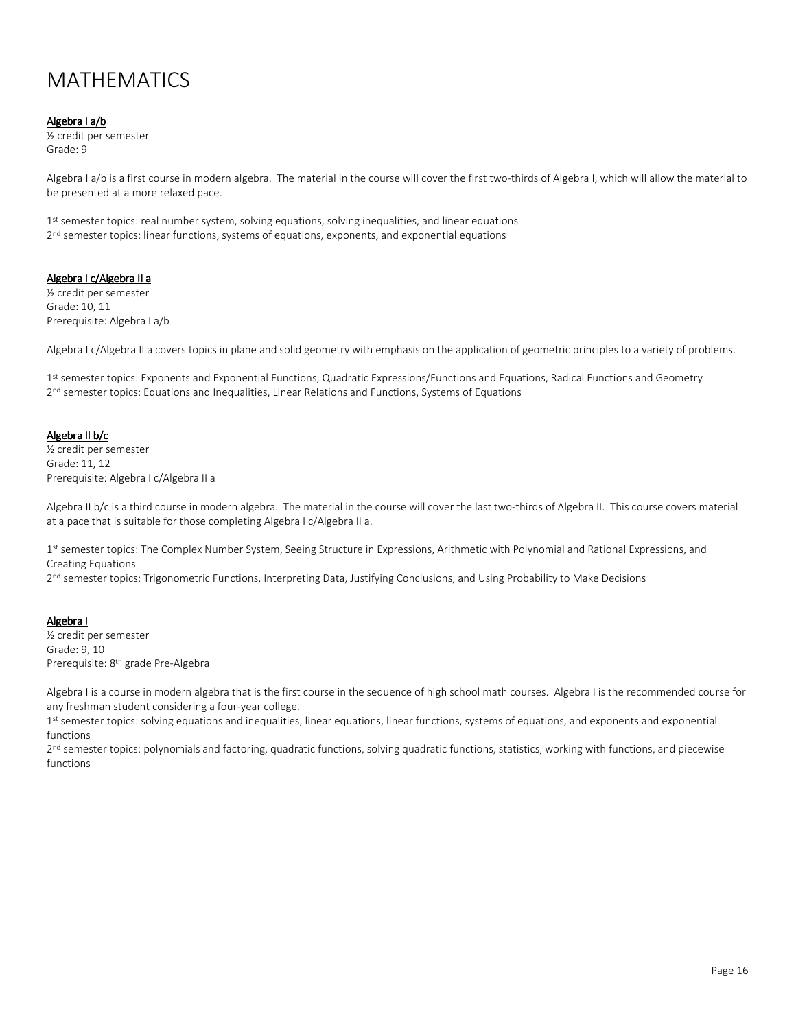# MATHEMATICS

**Algebra I a/b**
½ credit per semester
Grade: 9

Algebra I a/b is a first course in modern algebra. The material in the course will cover the first two-thirds of Algebra I, which will allow the material to be presented at a more relaxed pace.

1st semester topics: real number system, solving equations, solving inequalities, and linear equations
2nd semester topics: linear functions, systems of equations, exponents, and exponential equations

**Algebra I c/Algebra II a**
½ credit per semester
Grade: 10, 11
Prerequisite: Algebra I a/b

Algebra I c/Algebra II a covers topics in plane and solid geometry with emphasis on the application of geometric principles to a variety of problems.

1st semester topics: Exponents and Exponential Functions, Quadratic Expressions/Functions and Equations, Radical Functions and Geometry
2nd semester topics: Equations and Inequalities, Linear Relations and Functions, Systems of Equations

**Algebra II b/c**
½ credit per semester
Grade: 11, 12
Prerequisite: Algebra I c/Algebra II a

Algebra II b/c is a third course in modern algebra. The material in the course will cover the last two-thirds of Algebra II. This course covers material at a pace that is suitable for those completing Algebra I c/Algebra II a.

1st semester topics: The Complex Number System, Seeing Structure in Expressions, Arithmetic with Polynomial and Rational Expressions, and Creating Equations
2nd semester topics: Trigonometric Functions, Interpreting Data, Justifying Conclusions, and Using Probability to Make Decisions

**Algebra I**
½ credit per semester
Grade: 9, 10
Prerequisite: 8th grade Pre-Algebra

Algebra I is a course in modern algebra that is the first course in the sequence of high school math courses. Algebra I is the recommended course for any freshman student considering a four-year college.
1st semester topics: solving equations and inequalities, linear equations, linear functions, systems of equations, and exponents and exponential functions
2nd semester topics: polynomials and factoring, quadratic functions, solving quadratic functions, statistics, working with functions, and piecewise functions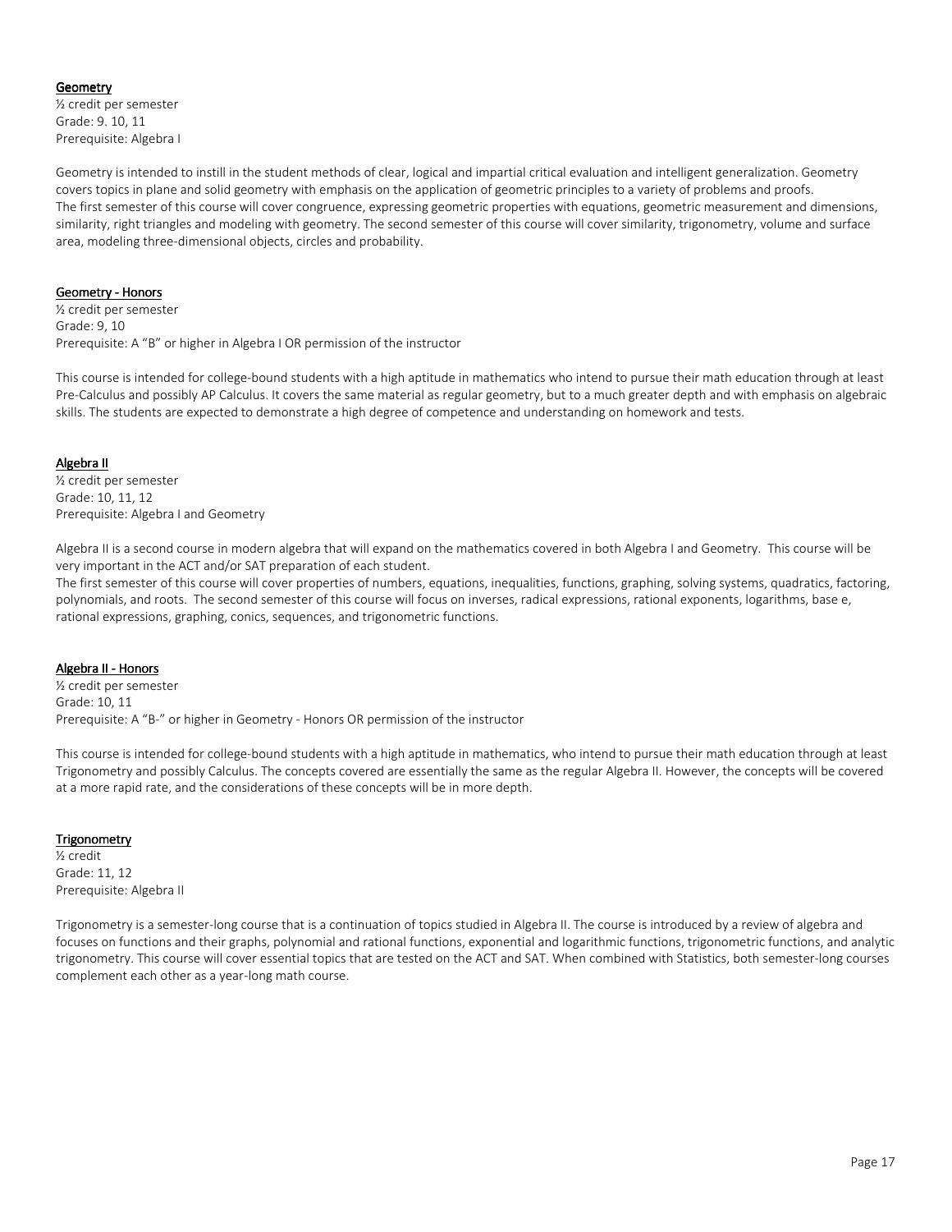## Geometry

½ credit per semester
Grade: 9. 10, 11
Prerequisite: Algebra I

Geometry is intended to instill in the student methods of clear, logical and impartial critical evaluation and intelligent generalization. Geometry covers topics in plane and solid geometry with emphasis on the application of geometric principles to a variety of problems and proofs.
The first semester of this course will cover congruence, expressing geometric properties with equations, geometric measurement and dimensions, similarity, right triangles and modeling with geometry. The second semester of this course will cover similarity, trigonometry, volume and surface area, modeling three-dimensional objects, circles and probability.

## Geometry - Honors

½ credit per semester
Grade: 9, 10
Prerequisite: A "B" or higher in Algebra I OR permission of the instructor

This course is intended for college-bound students with a high aptitude in mathematics who intend to pursue their math education through at least Pre-Calculus and possibly AP Calculus. It covers the same material as regular geometry, but to a much greater depth and with emphasis on algebraic skills. The students are expected to demonstrate a high degree of competence and understanding on homework and tests.

## Algebra II

½ credit per semester
Grade: 10, 11, 12
Prerequisite: Algebra I and Geometry

Algebra II is a second course in modern algebra that will expand on the mathematics covered in both Algebra I and Geometry. This course will be very important in the ACT and/or SAT preparation of each student.
The first semester of this course will cover properties of numbers, equations, inequalities, functions, graphing, solving systems, quadratics, factoring, polynomials, and roots. The second semester of this course will focus on inverses, radical expressions, rational exponents, logarithms, base e, rational expressions, graphing, conics, sequences, and trigonometric functions.

## Algebra II - Honors

½ credit per semester
Grade: 10, 11
Prerequisite: A "B-" or higher in Geometry - Honors OR permission of the instructor

This course is intended for college-bound students with a high aptitude in mathematics, who intend to pursue their math education through at least Trigonometry and possibly Calculus. The concepts covered are essentially the same as the regular Algebra II. However, the concepts will be covered at a more rapid rate, and the considerations of these concepts will be in more depth.

## Trigonometry

½ credit
Grade: 11, 12
Prerequisite: Algebra II

Trigonometry is a semester-long course that is a continuation of topics studied in Algebra II. The course is introduced by a review of algebra and focuses on functions and their graphs, polynomial and rational functions, exponential and logarithmic functions, trigonometric functions, and analytic trigonometry. This course will cover essential topics that are tested on the ACT and SAT. When combined with Statistics, both semester-long courses complement each other as a year-long math course.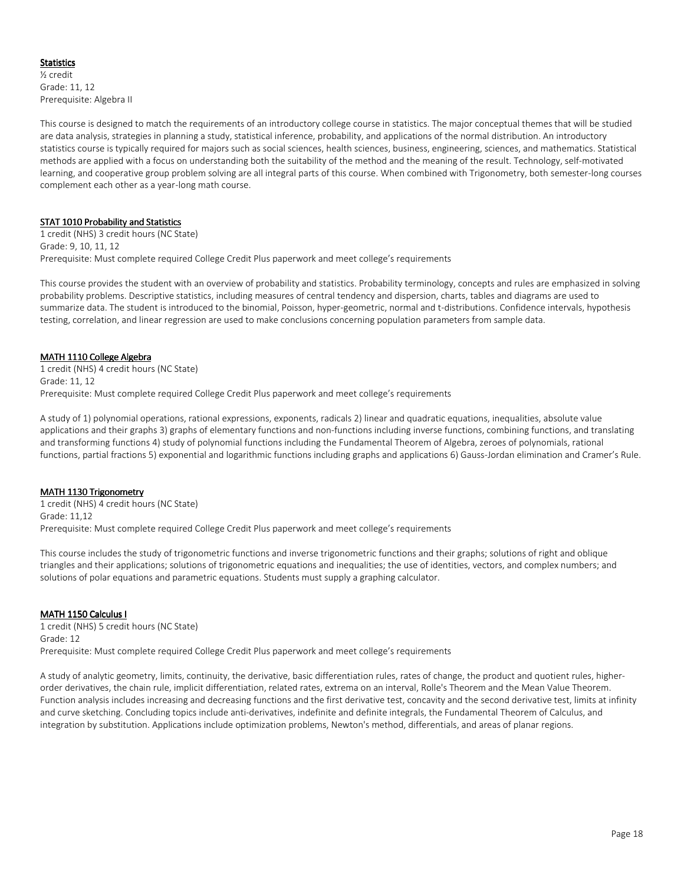### Statistics

½ credit
Grade: 11, 12
Prerequisite: Algebra II

This course is designed to match the requirements of an introductory college course in statistics. The major conceptual themes that will be studied are data analysis, strategies in planning a study, statistical inference, probability, and applications of the normal distribution. An introductory statistics course is typically required for majors such as social sciences, health sciences, business, engineering, sciences, and mathematics. Statistical methods are applied with a focus on understanding both the suitability of the method and the meaning of the result. Technology, self-motivated learning, and cooperative group problem solving are all integral parts of this course. When combined with Trigonometry, both semester-long courses complement each other as a year-long math course.

### STAT 1010 Probability and Statistics

1 credit (NHS) 3 credit hours (NC State)
Grade: 9, 10, 11, 12
Prerequisite: Must complete required College Credit Plus paperwork and meet college's requirements

This course provides the student with an overview of probability and statistics. Probability terminology, concepts and rules are emphasized in solving probability problems. Descriptive statistics, including measures of central tendency and dispersion, charts, tables and diagrams are used to summarize data. The student is introduced to the binomial, Poisson, hyper-geometric, normal and t-distributions. Confidence intervals, hypothesis testing, correlation, and linear regression are used to make conclusions concerning population parameters from sample data.

### MATH 1110 College Algebra

1 credit (NHS) 4 credit hours (NC State)
Grade: 11, 12
Prerequisite: Must complete required College Credit Plus paperwork and meet college's requirements

A study of 1) polynomial operations, rational expressions, exponents, radicals 2) linear and quadratic equations, inequalities, absolute value applications and their graphs 3) graphs of elementary functions and non-functions including inverse functions, combining functions, and translating and transforming functions 4) study of polynomial functions including the Fundamental Theorem of Algebra, zeroes of polynomials, rational functions, partial fractions 5) exponential and logarithmic functions including graphs and applications 6) Gauss-Jordan elimination and Cramer's Rule.

### MATH 1130 Trigonometry

1 credit (NHS) 4 credit hours (NC State)
Grade: 11,12
Prerequisite: Must complete required College Credit Plus paperwork and meet college's requirements

This course includes the study of trigonometric functions and inverse trigonometric functions and their graphs; solutions of right and oblique triangles and their applications; solutions of trigonometric equations and inequalities; the use of identities, vectors, and complex numbers; and solutions of polar equations and parametric equations. Students must supply a graphing calculator.

### MATH 1150 Calculus I

1 credit (NHS) 5 credit hours (NC State)
Grade: 12
Prerequisite: Must complete required College Credit Plus paperwork and meet college's requirements

A study of analytic geometry, limits, continuity, the derivative, basic differentiation rules, rates of change, the product and quotient rules, higher-order derivatives, the chain rule, implicit differentiation, related rates, extrema on an interval, Rolle's Theorem and the Mean Value Theorem. Function analysis includes increasing and decreasing functions and the first derivative test, concavity and the second derivative test, limits at infinity and curve sketching. Concluding topics include anti-derivatives, indefinite and definite integrals, the Fundamental Theorem of Calculus, and integration by substitution. Applications include optimization problems, Newton's method, differentials, and areas of planar regions.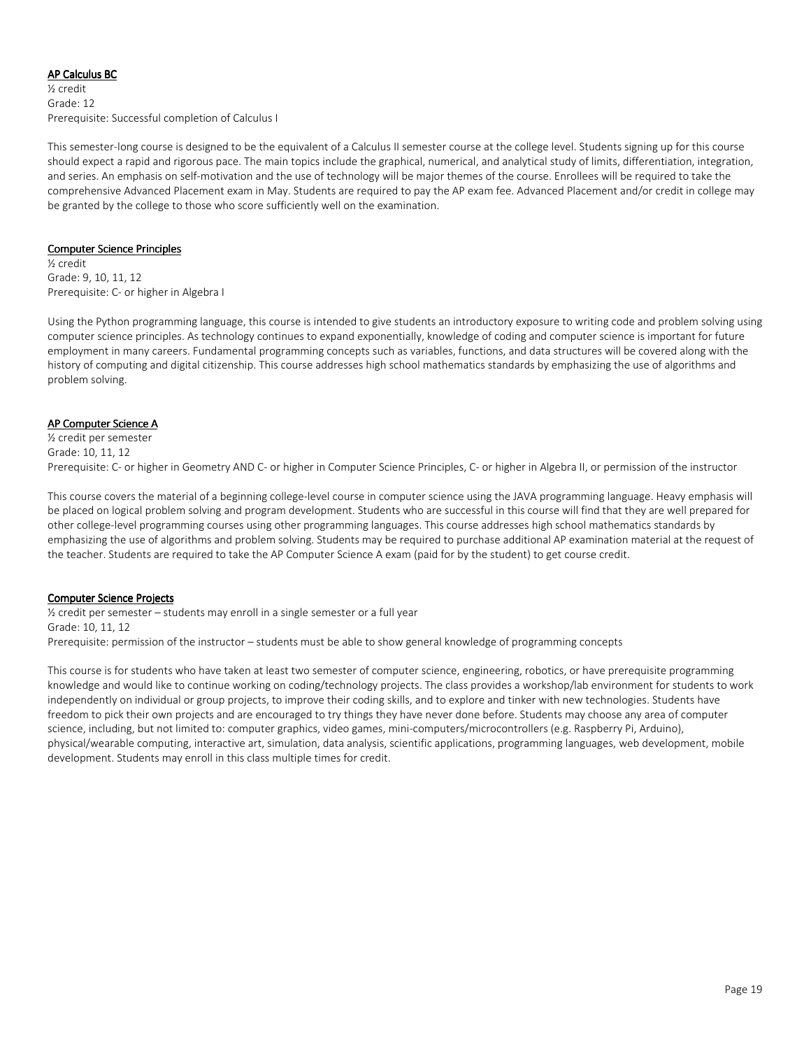### AP Calculus BC

½ credit
Grade: 12
Prerequisite: Successful completion of Calculus I

This semester-long course is designed to be the equivalent of a Calculus II semester course at the college level. Students signing up for this course should expect a rapid and rigorous pace. The main topics include the graphical, numerical, and analytical study of limits, differentiation, integration, and series. An emphasis on self-motivation and the use of technology will be major themes of the course. Enrollees will be required to take the comprehensive Advanced Placement exam in May. Students are required to pay the AP exam fee. Advanced Placement and/or credit in college may be granted by the college to those who score sufficiently well on the examination.

### Computer Science Principles

½ credit
Grade: 9, 10, 11, 12
Prerequisite: C- or higher in Algebra I

Using the Python programming language, this course is intended to give students an introductory exposure to writing code and problem solving using computer science principles. As technology continues to expand exponentially, knowledge of coding and computer science is important for future employment in many careers. Fundamental programming concepts such as variables, functions, and data structures will be covered along with the history of computing and digital citizenship. This course addresses high school mathematics standards by emphasizing the use of algorithms and problem solving.

### AP Computer Science A

½ credit per semester
Grade: 10, 11, 12
Prerequisite: C- or higher in Geometry AND C- or higher in Computer Science Principles, C- or higher in Algebra II, or permission of the instructor

This course covers the material of a beginning college-level course in computer science using the JAVA programming language. Heavy emphasis will be placed on logical problem solving and program development. Students who are successful in this course will find that they are well prepared for other college-level programming courses using other programming languages. This course addresses high school mathematics standards by emphasizing the use of algorithms and problem solving. Students may be required to purchase additional AP examination material at the request of the teacher. Students are required to take the AP Computer Science A exam (paid for by the student) to get course credit.

### Computer Science Projects

½ credit per semester – students may enroll in a single semester or a full year
Grade: 10, 11, 12
Prerequisite: permission of the instructor – students must be able to show general knowledge of programming concepts

This course is for students who have taken at least two semester of computer science, engineering, robotics, or have prerequisite programming knowledge and would like to continue working on coding/technology projects. The class provides a workshop/lab environment for students to work independently on individual or group projects, to improve their coding skills, and to explore and tinker with new technologies. Students have freedom to pick their own projects and are encouraged to try things they have never done before. Students may choose any area of computer science, including, but not limited to: computer graphics, video games, mini-computers/microcontrollers (e.g. Raspberry Pi, Arduino), physical/wearable computing, interactive art, simulation, data analysis, scientific applications, programming languages, web development, mobile development. Students may enroll in this class multiple times for credit.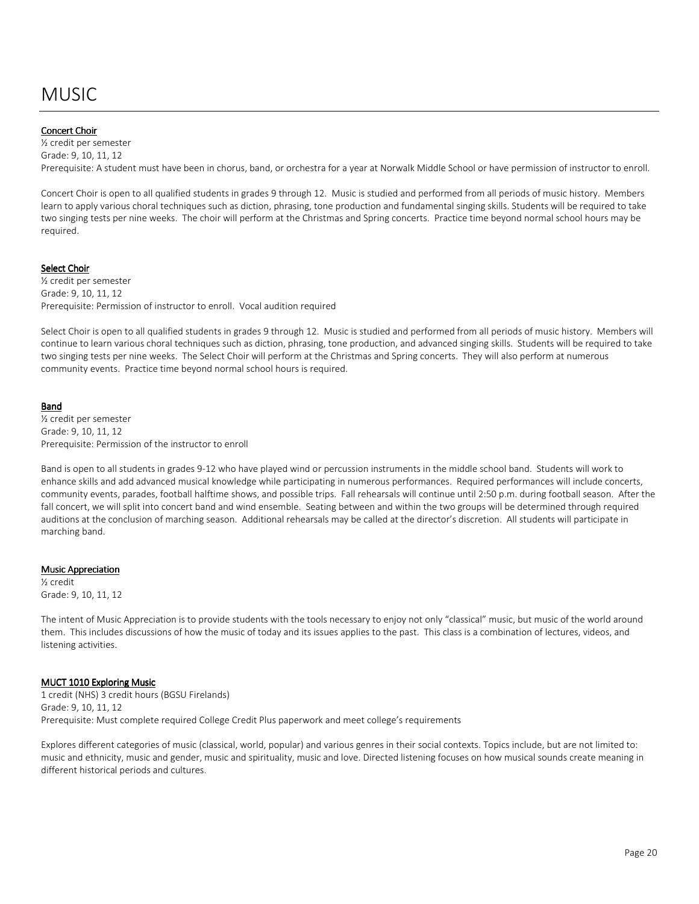# MUSIC

**Concert Choir**

½ credit per semester
Grade: 9, 10, 11, 12
Prerequisite: A student must have been in chorus, band, or orchestra for a year at Norwalk Middle School or have permission of instructor to enroll.

Concert Choir is open to all qualified students in grades 9 through 12. Music is studied and performed from all periods of music history. Members learn to apply various choral techniques such as diction, phrasing, tone production and fundamental singing skills. Students will be required to take two singing tests per nine weeks. The choir will perform at the Christmas and Spring concerts. Practice time beyond normal school hours may be required.

**Select Choir**

½ credit per semester
Grade: 9, 10, 11, 12
Prerequisite: Permission of instructor to enroll. Vocal audition required

Select Choir is open to all qualified students in grades 9 through 12. Music is studied and performed from all periods of music history. Members will continue to learn various choral techniques such as diction, phrasing, tone production, and advanced singing skills. Students will be required to take two singing tests per nine weeks. The Select Choir will perform at the Christmas and Spring concerts. They will also perform at numerous community events. Practice time beyond normal school hours is required.

**Band**

½ credit per semester
Grade: 9, 10, 11, 12
Prerequisite: Permission of the instructor to enroll

Band is open to all students in grades 9-12 who have played wind or percussion instruments in the middle school band. Students will work to enhance skills and add advanced musical knowledge while participating in numerous performances. Required performances will include concerts, community events, parades, football halftime shows, and possible trips. Fall rehearsals will continue until 2:50 p.m. during football season. After the fall concert, we will split into concert band and wind ensemble. Seating between and within the two groups will be determined through required auditions at the conclusion of marching season. Additional rehearsals may be called at the director's discretion. All students will participate in marching band.

**Music Appreciation**

½ credit
Grade: 9, 10, 11, 12

The intent of Music Appreciation is to provide students with the tools necessary to enjoy not only "classical" music, but music of the world around them. This includes discussions of how the music of today and its issues applies to the past. This class is a combination of lectures, videos, and listening activities.

**MUCT 1010 Exploring Music**

1 credit (NHS) 3 credit hours (BGSU Firelands)
Grade: 9, 10, 11, 12
Prerequisite: Must complete required College Credit Plus paperwork and meet college's requirements

Explores different categories of music (classical, world, popular) and various genres in their social contexts. Topics include, but are not limited to: music and ethnicity, music and gender, music and spirituality, music and love. Directed listening focuses on how musical sounds create meaning in different historical periods and cultures.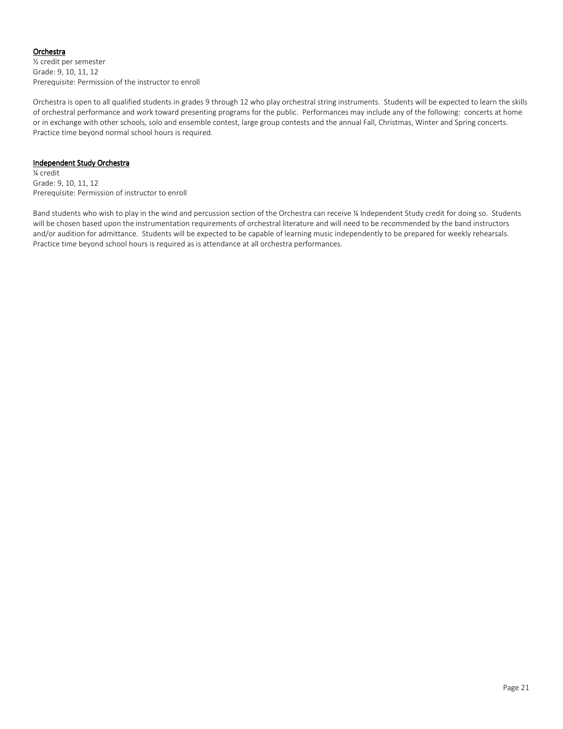### Orchestra

½ credit per semester
Grade: 9, 10, 11, 12
Prerequisite: Permission of the instructor to enroll

Orchestra is open to all qualified students in grades 9 through 12 who play orchestral string instruments. Students will be expected to learn the skills of orchestral performance and work toward presenting programs for the public. Performances may include any of the following: concerts at home or in exchange with other schools, solo and ensemble contest, large group contests and the annual Fall, Christmas, Winter and Spring concerts. Practice time beyond normal school hours is required.

### Independent Study Orchestra

¼ credit
Grade: 9, 10, 11, 12
Prerequisite: Permission of instructor to enroll

Band students who wish to play in the wind and percussion section of the Orchestra can receive ¼ Independent Study credit for doing so. Students will be chosen based upon the instrumentation requirements of orchestral literature and will need to be recommended by the band instructors and/or audition for admittance. Students will be expected to be capable of learning music independently to be prepared for weekly rehearsals. Practice time beyond school hours is required as is attendance at all orchestra performances.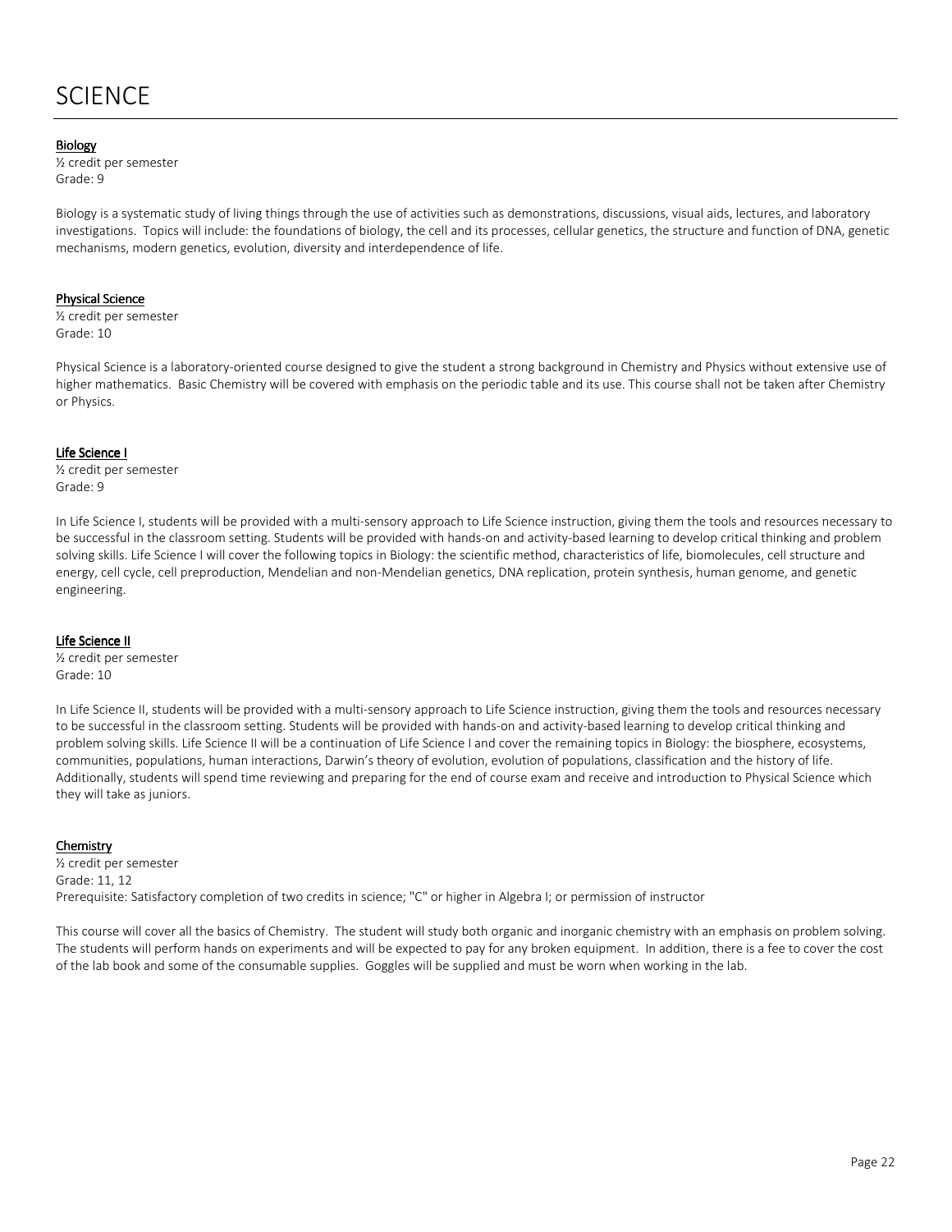# SCIENCE

**Biology**
½ credit per semester
Grade: 9

Biology is a systematic study of living things through the use of activities such as demonstrations, discussions, visual aids, lectures, and laboratory investigations. Topics will include: the foundations of biology, the cell and its processes, cellular genetics, the structure and function of DNA, genetic mechanisms, modern genetics, evolution, diversity and interdependence of life.

**Physical Science**
½ credit per semester
Grade: 10

Physical Science is a laboratory-oriented course designed to give the student a strong background in Chemistry and Physics without extensive use of higher mathematics. Basic Chemistry will be covered with emphasis on the periodic table and its use. This course shall not be taken after Chemistry or Physics.

**Life Science I**
½ credit per semester
Grade: 9

In Life Science I, students will be provided with a multi-sensory approach to Life Science instruction, giving them the tools and resources necessary to be successful in the classroom setting. Students will be provided with hands-on and activity-based learning to develop critical thinking and problem solving skills. Life Science I will cover the following topics in Biology: the scientific method, characteristics of life, biomolecules, cell structure and energy, cell cycle, cell preproduction, Mendelian and non-Mendelian genetics, DNA replication, protein synthesis, human genome, and genetic engineering.

**Life Science II**
½ credit per semester
Grade: 10

In Life Science II, students will be provided with a multi-sensory approach to Life Science instruction, giving them the tools and resources necessary to be successful in the classroom setting. Students will be provided with hands-on and activity-based learning to develop critical thinking and problem solving skills. Life Science II will be a continuation of Life Science I and cover the remaining topics in Biology: the biosphere, ecosystems, communities, populations, human interactions, Darwin's theory of evolution, evolution of populations, classification and the history of life. Additionally, students will spend time reviewing and preparing for the end of course exam and receive and introduction to Physical Science which they will take as juniors.

**Chemistry**
½ credit per semester
Grade: 11, 12
Prerequisite: Satisfactory completion of two credits in science; "C" or higher in Algebra I; or permission of instructor

This course will cover all the basics of Chemistry. The student will study both organic and inorganic chemistry with an emphasis on problem solving. The students will perform hands on experiments and will be expected to pay for any broken equipment. In addition, there is a fee to cover the cost of the lab book and some of the consumable supplies. Goggles will be supplied and must be worn when working in the lab.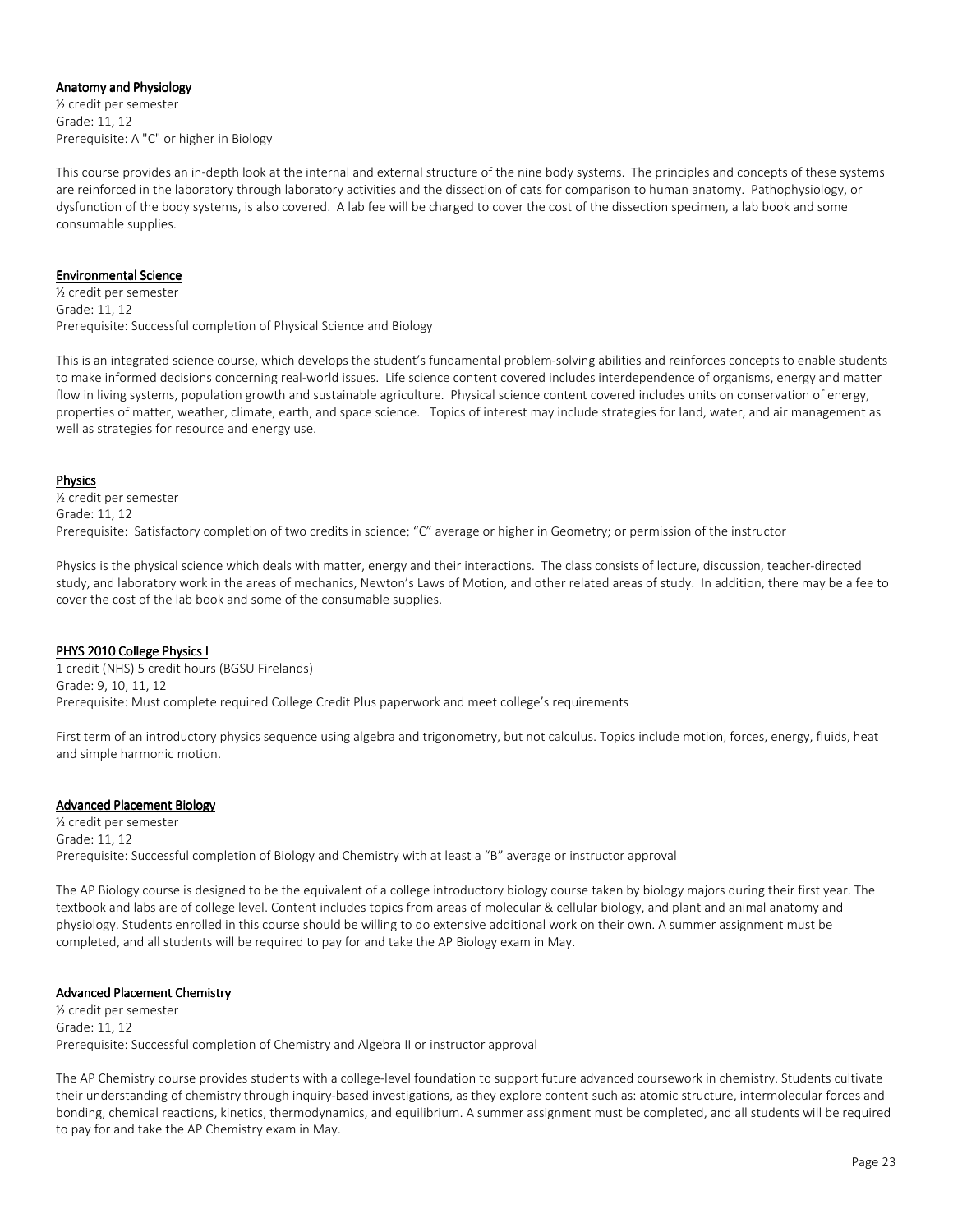### Anatomy and Physiology

½ credit per semester
Grade: 11, 12
Prerequisite: A "C" or higher in Biology

This course provides an in-depth look at the internal and external structure of the nine body systems. The principles and concepts of these systems are reinforced in the laboratory through laboratory activities and the dissection of cats for comparison to human anatomy. Pathophysiology, or dysfunction of the body systems, is also covered. A lab fee will be charged to cover the cost of the dissection specimen, a lab book and some consumable supplies.

### Environmental Science

½ credit per semester
Grade: 11, 12
Prerequisite: Successful completion of Physical Science and Biology

This is an integrated science course, which develops the student's fundamental problem-solving abilities and reinforces concepts to enable students to make informed decisions concerning real-world issues. Life science content covered includes interdependence of organisms, energy and matter flow in living systems, population growth and sustainable agriculture. Physical science content covered includes units on conservation of energy, properties of matter, weather, climate, earth, and space science. Topics of interest may include strategies for land, water, and air management as well as strategies for resource and energy use.

### Physics

½ credit per semester
Grade: 11, 12
Prerequisite: Satisfactory completion of two credits in science; "C" average or higher in Geometry; or permission of the instructor

Physics is the physical science which deals with matter, energy and their interactions. The class consists of lecture, discussion, teacher-directed study, and laboratory work in the areas of mechanics, Newton's Laws of Motion, and other related areas of study. In addition, there may be a fee to cover the cost of the lab book and some of the consumable supplies.

### PHYS 2010 College Physics I

1 credit (NHS) 5 credit hours (BGSU Firelands)
Grade: 9, 10, 11, 12
Prerequisite: Must complete required College Credit Plus paperwork and meet college's requirements

First term of an introductory physics sequence using algebra and trigonometry, but not calculus. Topics include motion, forces, energy, fluids, heat and simple harmonic motion.

### Advanced Placement Biology

½ credit per semester
Grade: 11, 12
Prerequisite: Successful completion of Biology and Chemistry with at least a "B" average or instructor approval

The AP Biology course is designed to be the equivalent of a college introductory biology course taken by biology majors during their first year. The textbook and labs are of college level. Content includes topics from areas of molecular & cellular biology, and plant and animal anatomy and physiology. Students enrolled in this course should be willing to do extensive additional work on their own. A summer assignment must be completed, and all students will be required to pay for and take the AP Biology exam in May.

### Advanced Placement Chemistry

½ credit per semester
Grade: 11, 12
Prerequisite: Successful completion of Chemistry and Algebra II or instructor approval

The AP Chemistry course provides students with a college-level foundation to support future advanced coursework in chemistry. Students cultivate their understanding of chemistry through inquiry-based investigations, as they explore content such as: atomic structure, intermolecular forces and bonding, chemical reactions, kinetics, thermodynamics, and equilibrium. A summer assignment must be completed, and all students will be required to pay for and take the AP Chemistry exam in May.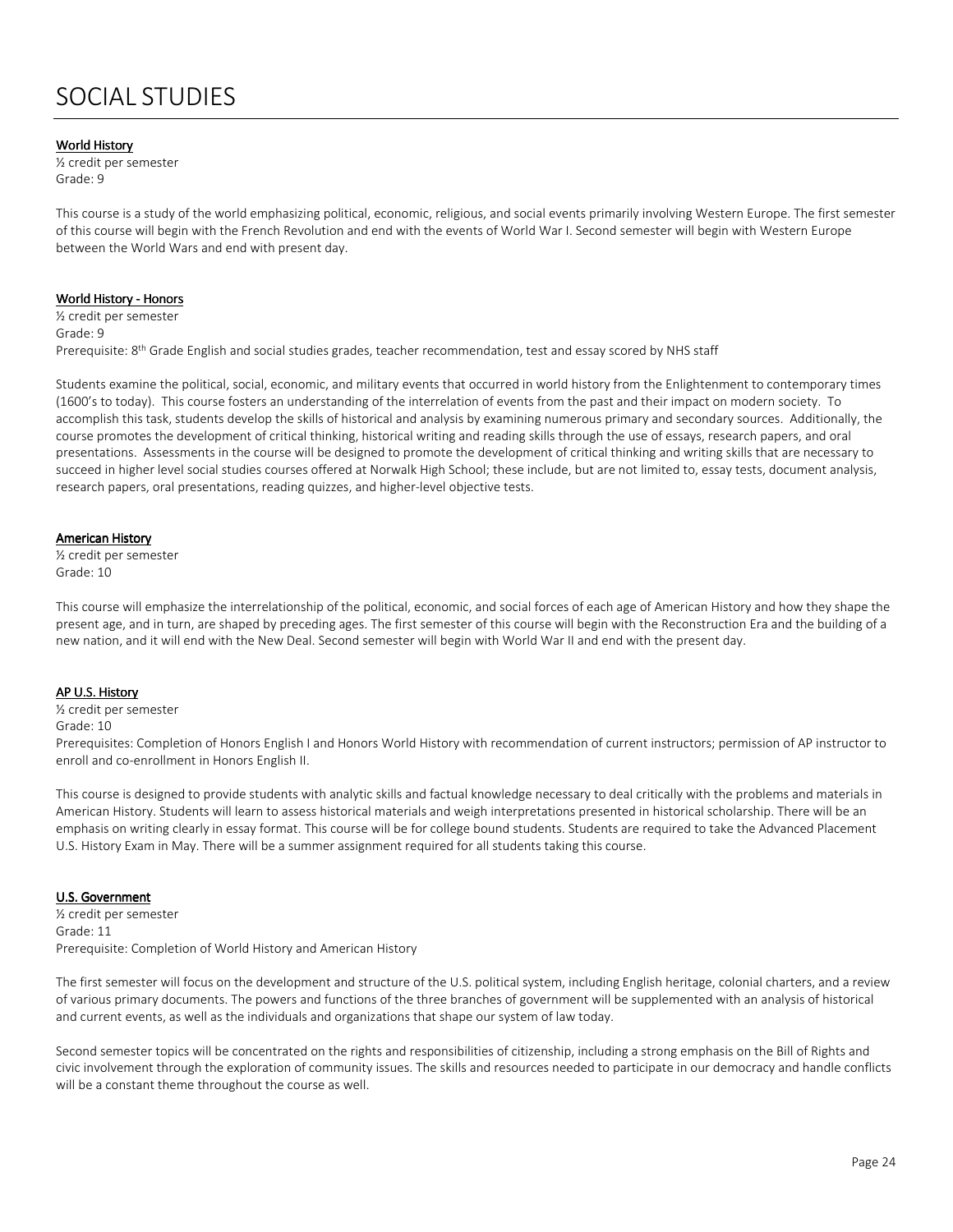# SOCIAL STUDIES

**World History**
½ credit per semester
Grade: 9

This course is a study of the world emphasizing political, economic, religious, and social events primarily involving Western Europe. The first semester of this course will begin with the French Revolution and end with the events of World War I. Second semester will begin with Western Europe between the World Wars and end with present day.

**World History - Honors**
½ credit per semester
Grade: 9
Prerequisite: 8th Grade English and social studies grades, teacher recommendation, test and essay scored by NHS staff

Students examine the political, social, economic, and military events that occurred in world history from the Enlightenment to contemporary times (1600's to today). This course fosters an understanding of the interrelation of events from the past and their impact on modern society. To accomplish this task, students develop the skills of historical and analysis by examining numerous primary and secondary sources. Additionally, the course promotes the development of critical thinking, historical writing and reading skills through the use of essays, research papers, and oral presentations. Assessments in the course will be designed to promote the development of critical thinking and writing skills that are necessary to succeed in higher level social studies courses offered at Norwalk High School; these include, but are not limited to, essay tests, document analysis, research papers, oral presentations, reading quizzes, and higher-level objective tests.

**American History**
½ credit per semester
Grade: 10

This course will emphasize the interrelationship of the political, economic, and social forces of each age of American History and how they shape the present age, and in turn, are shaped by preceding ages. The first semester of this course will begin with the Reconstruction Era and the building of a new nation, and it will end with the New Deal. Second semester will begin with World War II and end with the present day.

**AP U.S. History**
½ credit per semester
Grade: 10
Prerequisites: Completion of Honors English I and Honors World History with recommendation of current instructors; permission of AP instructor to enroll and co-enrollment in Honors English II.

This course is designed to provide students with analytic skills and factual knowledge necessary to deal critically with the problems and materials in American History. Students will learn to assess historical materials and weigh interpretations presented in historical scholarship. There will be an emphasis on writing clearly in essay format. This course will be for college bound students. Students are required to take the Advanced Placement U.S. History Exam in May. There will be a summer assignment required for all students taking this course.

**U.S. Government**
½ credit per semester
Grade: 11
Prerequisite: Completion of World History and American History

The first semester will focus on the development and structure of the U.S. political system, including English heritage, colonial charters, and a review of various primary documents. The powers and functions of the three branches of government will be supplemented with an analysis of historical and current events, as well as the individuals and organizations that shape our system of law today.

Second semester topics will be concentrated on the rights and responsibilities of citizenship, including a strong emphasis on the Bill of Rights and civic involvement through the exploration of community issues. The skills and resources needed to participate in our democracy and handle conflicts will be a constant theme throughout the course as well.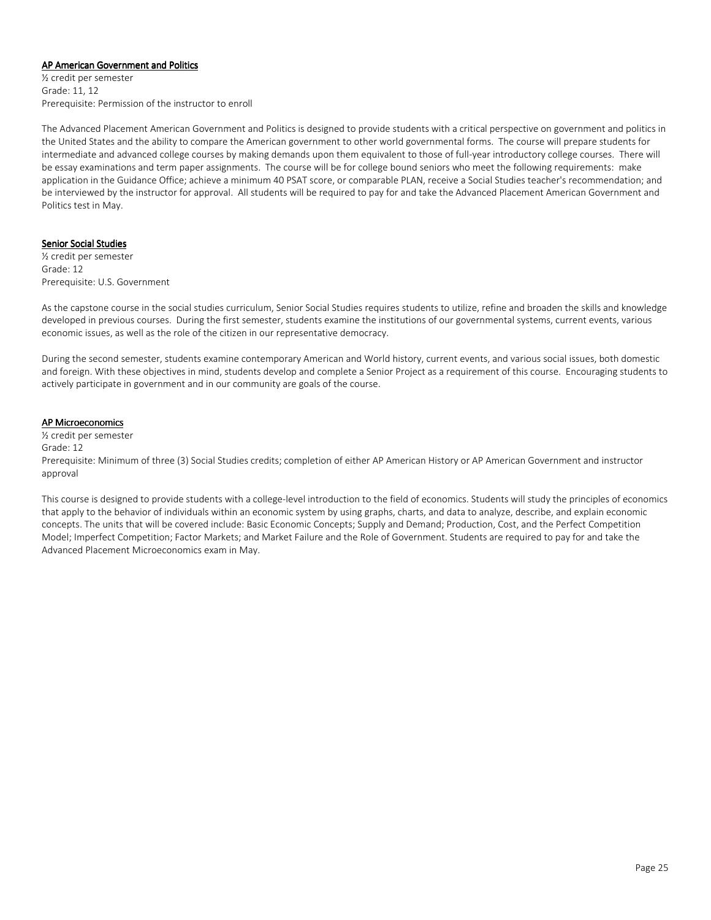### AP American Government and Politics

½ credit per semester
Grade: 11, 12
Prerequisite: Permission of the instructor to enroll

The Advanced Placement American Government and Politics is designed to provide students with a critical perspective on government and politics in the United States and the ability to compare the American government to other world governmental forms. The course will prepare students for intermediate and advanced college courses by making demands upon them equivalent to those of full-year introductory college courses. There will be essay examinations and term paper assignments. The course will be for college bound seniors who meet the following requirements: make application in the Guidance Office; achieve a minimum 40 PSAT score, or comparable PLAN, receive a Social Studies teacher's recommendation; and be interviewed by the instructor for approval. All students will be required to pay for and take the Advanced Placement American Government and Politics test in May.

### Senior Social Studies

½ credit per semester
Grade: 12
Prerequisite: U.S. Government

As the capstone course in the social studies curriculum, Senior Social Studies requires students to utilize, refine and broaden the skills and knowledge developed in previous courses. During the first semester, students examine the institutions of our governmental systems, current events, various economic issues, as well as the role of the citizen in our representative democracy.

During the second semester, students examine contemporary American and World history, current events, and various social issues, both domestic and foreign. With these objectives in mind, students develop and complete a Senior Project as a requirement of this course. Encouraging students to actively participate in government and in our community are goals of the course.

### AP Microeconomics

½ credit per semester
Grade: 12
Prerequisite: Minimum of three (3) Social Studies credits; completion of either AP American History or AP American Government and instructor approval

This course is designed to provide students with a college-level introduction to the field of economics. Students will study the principles of economics that apply to the behavior of individuals within an economic system by using graphs, charts, and data to analyze, describe, and explain economic concepts. The units that will be covered include: Basic Economic Concepts; Supply and Demand; Production, Cost, and the Perfect Competition Model; Imperfect Competition; Factor Markets; and Market Failure and the Role of Government. Students are required to pay for and take the Advanced Placement Microeconomics exam in May.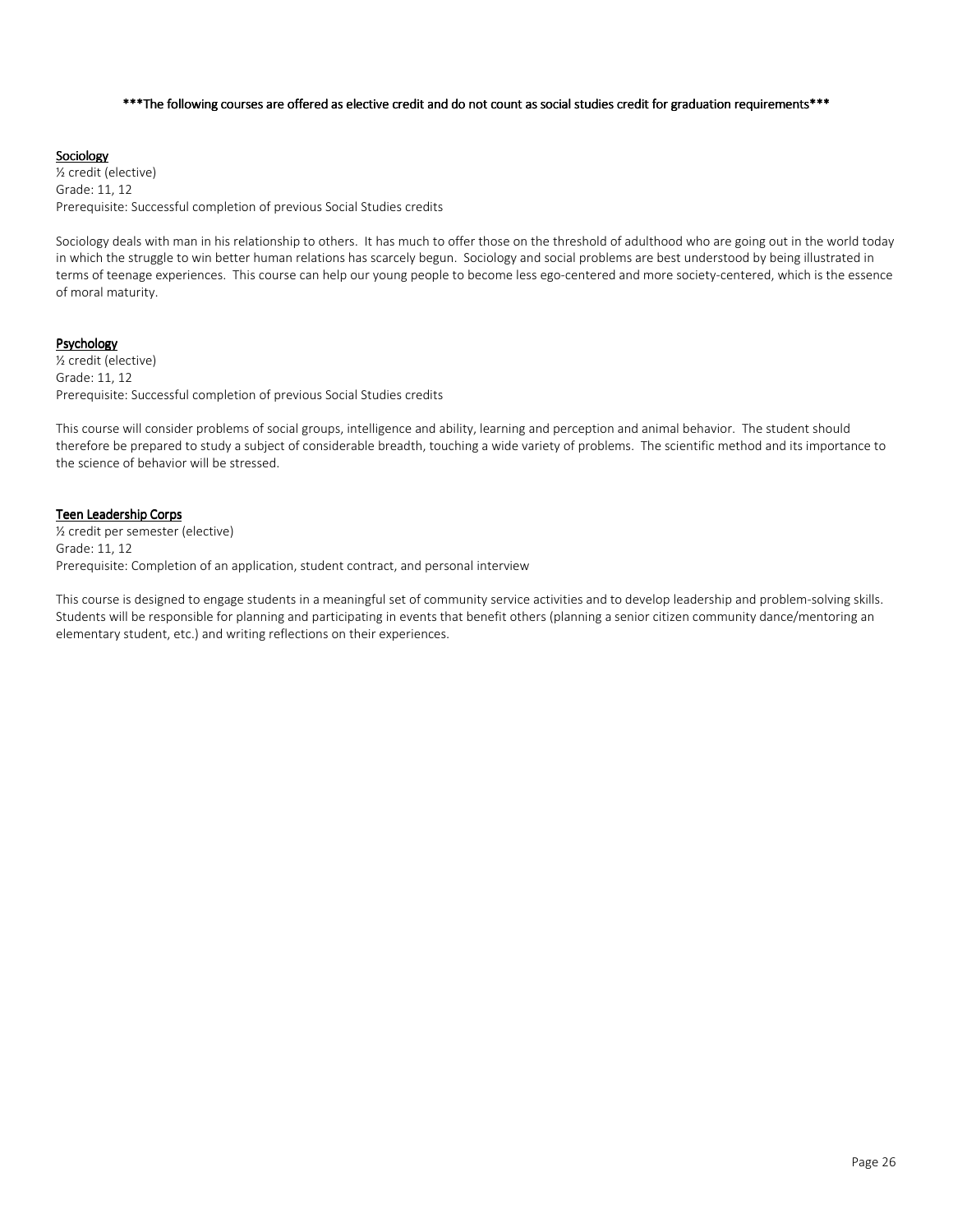**\*\*\*The following courses are offered as elective credit and do not count as social studies credit for graduation requirements\*\*\***

**<u>Sociology</u>**
½ credit (elective)
Grade: 11, 12
Prerequisite: Successful completion of previous Social Studies credits

Sociology deals with man in his relationship to others. It has much to offer those on the threshold of adulthood who are going out in the world today in which the struggle to win better human relations has scarcely begun. Sociology and social problems are best understood by being illustrated in terms of teenage experiences. This course can help our young people to become less ego-centered and more society-centered, which is the essence of moral maturity.

**<u>Psychology</u>**
½ credit (elective)
Grade: 11, 12
Prerequisite: Successful completion of previous Social Studies credits

This course will consider problems of social groups, intelligence and ability, learning and perception and animal behavior. The student should therefore be prepared to study a subject of considerable breadth, touching a wide variety of problems. The scientific method and its importance to the science of behavior will be stressed.

**<u>Teen Leadership Corps</u>**
½ credit per semester (elective)
Grade: 11, 12
Prerequisite: Completion of an application, student contract, and personal interview

This course is designed to engage students in a meaningful set of community service activities and to develop leadership and problem-solving skills. Students will be responsible for planning and participating in events that benefit others (planning a senior citizen community dance/mentoring an elementary student, etc.) and writing reflections on their experiences.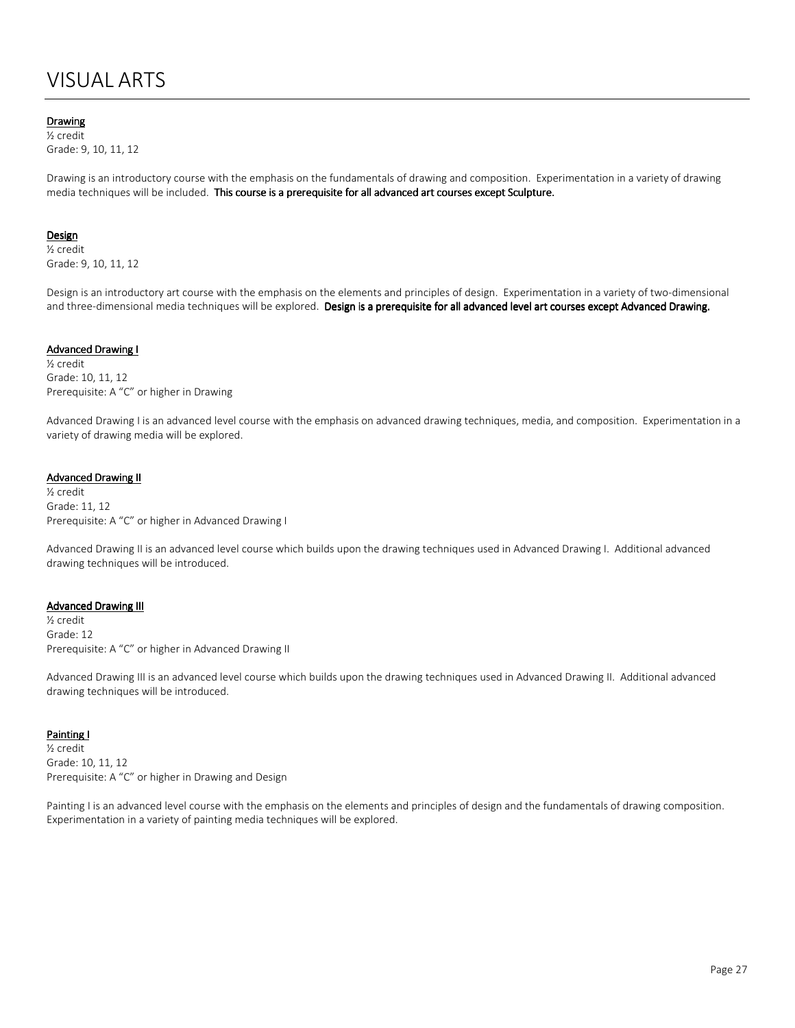# VISUAL ARTS

**Drawing**
½ credit
Grade: 9, 10, 11, 12

Drawing is an introductory course with the emphasis on the fundamentals of drawing and composition. Experimentation in a variety of drawing media techniques will be included. **This course is a prerequisite for all advanced art courses except Sculpture.**

**Design**
½ credit
Grade: 9, 10, 11, 12

Design is an introductory art course with the emphasis on the elements and principles of design. Experimentation in a variety of two-dimensional and three-dimensional media techniques will be explored. **Design is a prerequisite for all advanced level art courses except Advanced Drawing.**

**Advanced Drawing I**
½ credit
Grade: 10, 11, 12
Prerequisite: A "C" or higher in Drawing

Advanced Drawing I is an advanced level course with the emphasis on advanced drawing techniques, media, and composition. Experimentation in a variety of drawing media will be explored.

**Advanced Drawing II**
½ credit
Grade: 11, 12
Prerequisite: A "C" or higher in Advanced Drawing I

Advanced Drawing II is an advanced level course which builds upon the drawing techniques used in Advanced Drawing I. Additional advanced drawing techniques will be introduced.

**Advanced Drawing III**
½ credit
Grade: 12
Prerequisite: A "C" or higher in Advanced Drawing II

Advanced Drawing III is an advanced level course which builds upon the drawing techniques used in Advanced Drawing II. Additional advanced drawing techniques will be introduced.

**Painting I**
½ credit
Grade: 10, 11, 12
Prerequisite: A "C" or higher in Drawing and Design

Painting I is an advanced level course with the emphasis on the elements and principles of design and the fundamentals of drawing composition. Experimentation in a variety of painting media techniques will be explored.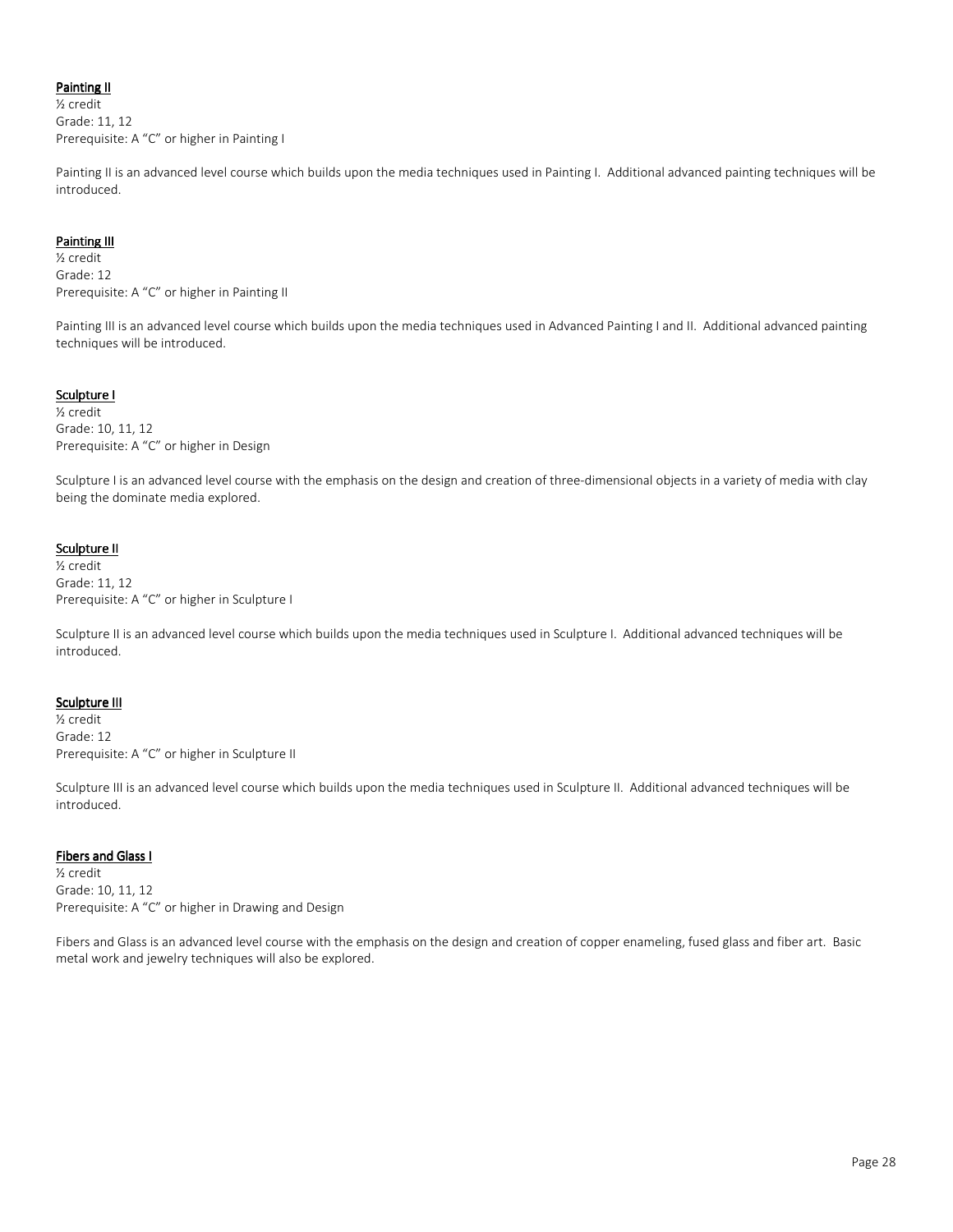### Painting II

½ credit
Grade: 11, 12
Prerequisite: A "C" or higher in Painting I

Painting II is an advanced level course which builds upon the media techniques used in Painting I. Additional advanced painting techniques will be introduced.

### Painting III

½ credit
Grade: 12
Prerequisite: A "C" or higher in Painting II

Painting III is an advanced level course which builds upon the media techniques used in Advanced Painting I and II. Additional advanced painting techniques will be introduced.

### Sculpture I

½ credit
Grade: 10, 11, 12
Prerequisite: A "C" or higher in Design

Sculpture I is an advanced level course with the emphasis on the design and creation of three-dimensional objects in a variety of media with clay being the dominate media explored.

### Sculpture II

½ credit
Grade: 11, 12
Prerequisite: A "C" or higher in Sculpture I

Sculpture II is an advanced level course which builds upon the media techniques used in Sculpture I. Additional advanced techniques will be introduced.

### Sculpture III

½ credit
Grade: 12
Prerequisite: A "C" or higher in Sculpture II

Sculpture III is an advanced level course which builds upon the media techniques used in Sculpture II. Additional advanced techniques will be introduced.

### Fibers and Glass I

½ credit
Grade: 10, 11, 12
Prerequisite: A "C" or higher in Drawing and Design

Fibers and Glass is an advanced level course with the emphasis on the design and creation of copper enameling, fused glass and fiber art. Basic metal work and jewelry techniques will also be explored.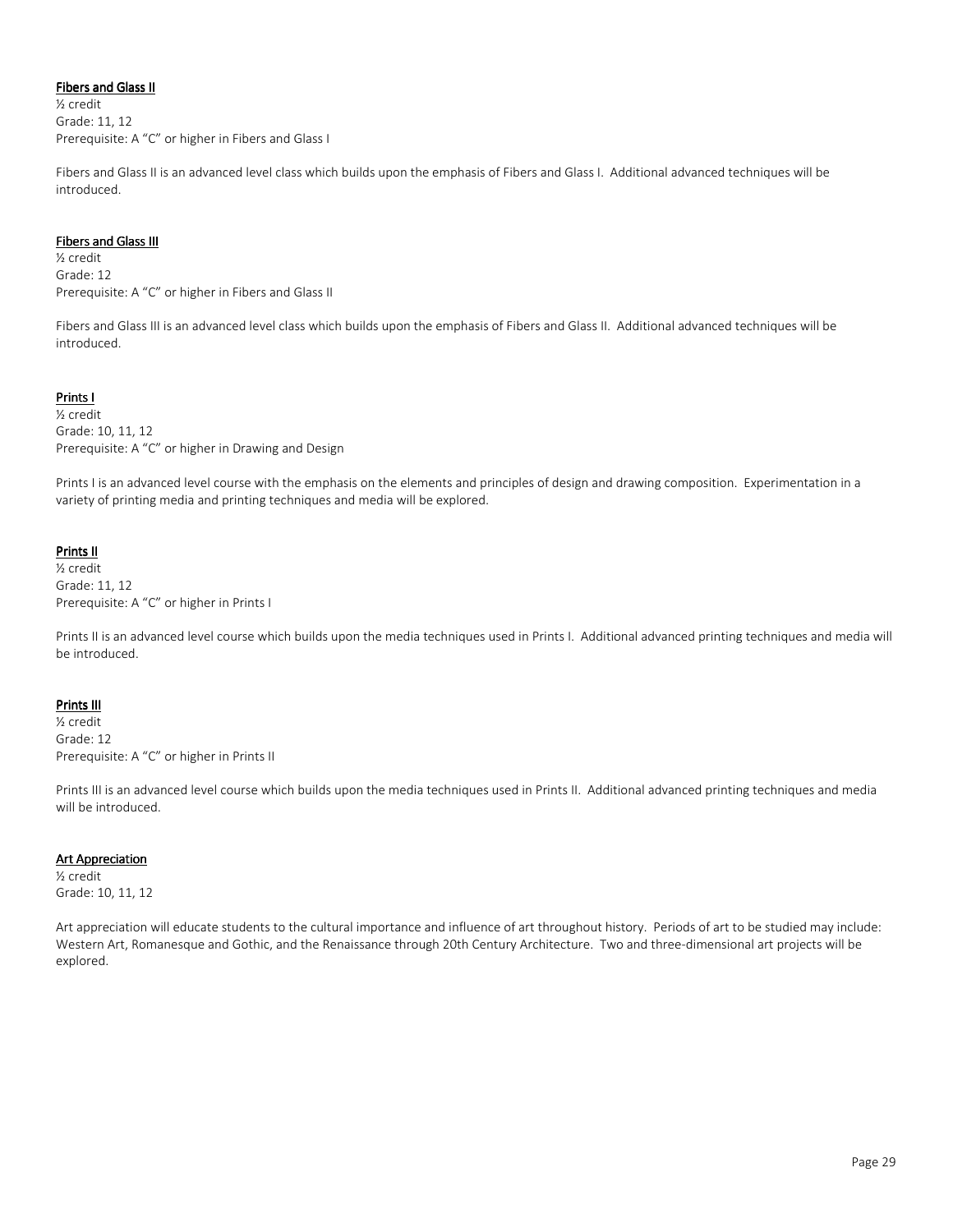### Fibers and Glass II

½ credit
Grade: 11, 12
Prerequisite: A "C" or higher in Fibers and Glass I

Fibers and Glass II is an advanced level class which builds upon the emphasis of Fibers and Glass I. Additional advanced techniques will be introduced.

### Fibers and Glass III

½ credit
Grade: 12
Prerequisite: A "C" or higher in Fibers and Glass II

Fibers and Glass III is an advanced level class which builds upon the emphasis of Fibers and Glass II. Additional advanced techniques will be introduced.

### Prints I

½ credit
Grade: 10, 11, 12
Prerequisite: A "C" or higher in Drawing and Design

Prints I is an advanced level course with the emphasis on the elements and principles of design and drawing composition. Experimentation in a variety of printing media and printing techniques and media will be explored.

### Prints II

½ credit
Grade: 11, 12
Prerequisite: A "C" or higher in Prints I

Prints II is an advanced level course which builds upon the media techniques used in Prints I. Additional advanced printing techniques and media will be introduced.

### Prints III

½ credit
Grade: 12
Prerequisite: A "C" or higher in Prints II

Prints III is an advanced level course which builds upon the media techniques used in Prints II. Additional advanced printing techniques and media will be introduced.

### Art Appreciation

½ credit
Grade: 10, 11, 12

Art appreciation will educate students to the cultural importance and influence of art throughout history. Periods of art to be studied may include: Western Art, Romanesque and Gothic, and the Renaissance through 20th Century Architecture. Two and three-dimensional art projects will be explored.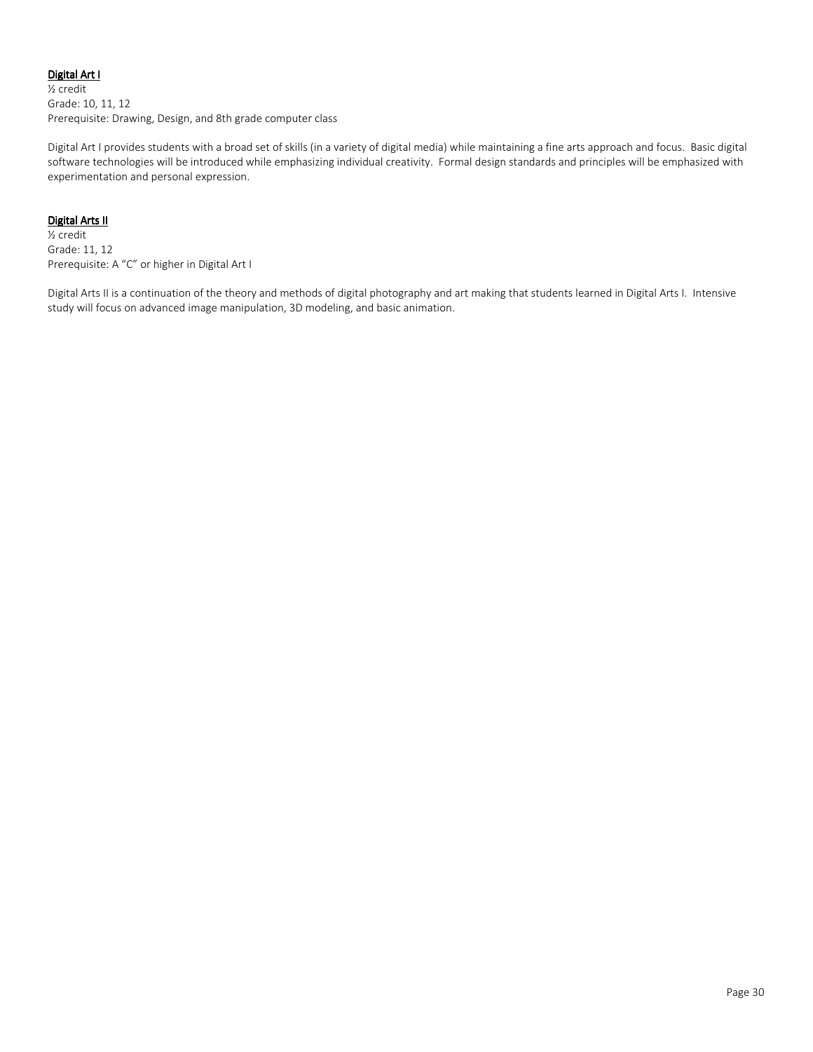**Digital Art I**

½ credit
Grade: 10, 11, 12
Prerequisite: Drawing, Design, and 8th grade computer class

Digital Art I provides students with a broad set of skills (in a variety of digital media) while maintaining a fine arts approach and focus. Basic digital software technologies will be introduced while emphasizing individual creativity. Formal design standards and principles will be emphasized with experimentation and personal expression.

**Digital Arts II**

½ credit
Grade: 11, 12
Prerequisite: A "C" or higher in Digital Art I

Digital Arts II is a continuation of the theory and methods of digital photography and art making that students learned in Digital Arts I. Intensive study will focus on advanced image manipulation, 3D modeling, and basic animation.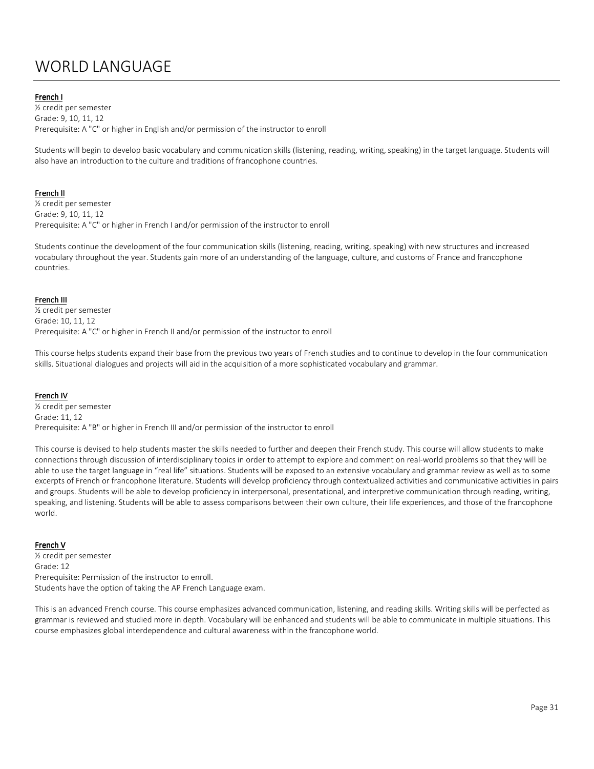# WORLD LANGUAGE

<u>French I</u>
½ credit per semester
Grade: 9, 10, 11, 12
Prerequisite: A "C" or higher in English and/or permission of the instructor to enroll

Students will begin to develop basic vocabulary and communication skills (listening, reading, writing, speaking) in the target language. Students will also have an introduction to the culture and traditions of francophone countries.

<u>French II</u>
½ credit per semester
Grade: 9, 10, 11, 12
Prerequisite: A "C" or higher in French I and/or permission of the instructor to enroll

Students continue the development of the four communication skills (listening, reading, writing, speaking) with new structures and increased vocabulary throughout the year. Students gain more of an understanding of the language, culture, and customs of France and francophone countries.

<u>French III</u>
½ credit per semester
Grade: 10, 11, 12
Prerequisite: A "C" or higher in French II and/or permission of the instructor to enroll

This course helps students expand their base from the previous two years of French studies and to continue to develop in the four communication skills. Situational dialogues and projects will aid in the acquisition of a more sophisticated vocabulary and grammar.

<u>French IV</u>
½ credit per semester
Grade: 11, 12
Prerequisite: A "B" or higher in French III and/or permission of the instructor to enroll

This course is devised to help students master the skills needed to further and deepen their French study. This course will allow students to make connections through discussion of interdisciplinary topics in order to attempt to explore and comment on real-world problems so that they will be able to use the target language in "real life" situations. Students will be exposed to an extensive vocabulary and grammar review as well as to some excerpts of French or francophone literature. Students will develop proficiency through contextualized activities and communicative activities in pairs and groups. Students will be able to develop proficiency in interpersonal, presentational, and interpretive communication through reading, writing, speaking, and listening. Students will be able to assess comparisons between their own culture, their life experiences, and those of the francophone world.

<u>French V</u>
½ credit per semester
Grade: 12
Prerequisite: Permission of the instructor to enroll.
Students have the option of taking the AP French Language exam.

This is an advanced French course. This course emphasizes advanced communication, listening, and reading skills. Writing skills will be perfected as grammar is reviewed and studied more in depth. Vocabulary will be enhanced and students will be able to communicate in multiple situations. This course emphasizes global interdependence and cultural awareness within the francophone world.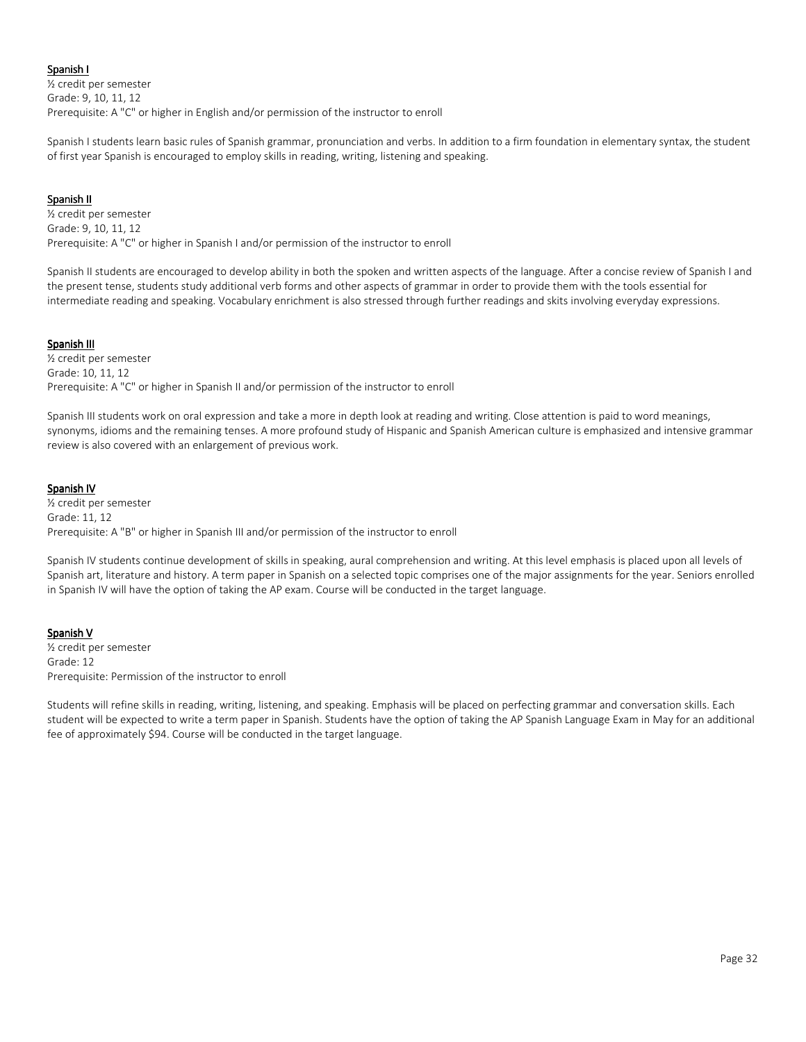### Spanish I

½ credit per semester
Grade: 9, 10, 11, 12
Prerequisite: A "C" or higher in English and/or permission of the instructor to enroll

Spanish I students learn basic rules of Spanish grammar, pronunciation and verbs. In addition to a firm foundation in elementary syntax, the student of first year Spanish is encouraged to employ skills in reading, writing, listening and speaking.

### Spanish II

½ credit per semester
Grade: 9, 10, 11, 12
Prerequisite: A "C" or higher in Spanish I and/or permission of the instructor to enroll

Spanish II students are encouraged to develop ability in both the spoken and written aspects of the language. After a concise review of Spanish I and the present tense, students study additional verb forms and other aspects of grammar in order to provide them with the tools essential for intermediate reading and speaking. Vocabulary enrichment is also stressed through further readings and skits involving everyday expressions.

### Spanish III

½ credit per semester
Grade: 10, 11, 12
Prerequisite: A "C" or higher in Spanish II and/or permission of the instructor to enroll

Spanish III students work on oral expression and take a more in depth look at reading and writing. Close attention is paid to word meanings, synonyms, idioms and the remaining tenses. A more profound study of Hispanic and Spanish American culture is emphasized and intensive grammar review is also covered with an enlargement of previous work.

### Spanish IV

½ credit per semester
Grade: 11, 12
Prerequisite: A "B" or higher in Spanish III and/or permission of the instructor to enroll

Spanish IV students continue development of skills in speaking, aural comprehension and writing. At this level emphasis is placed upon all levels of Spanish art, literature and history. A term paper in Spanish on a selected topic comprises one of the major assignments for the year. Seniors enrolled in Spanish IV will have the option of taking the AP exam. Course will be conducted in the target language.

### Spanish V

½ credit per semester
Grade: 12
Prerequisite: Permission of the instructor to enroll

Students will refine skills in reading, writing, listening, and speaking. Emphasis will be placed on perfecting grammar and conversation skills. Each student will be expected to write a term paper in Spanish. Students have the option of taking the AP Spanish Language Exam in May for an additional fee of approximately $94. Course will be conducted in the target language.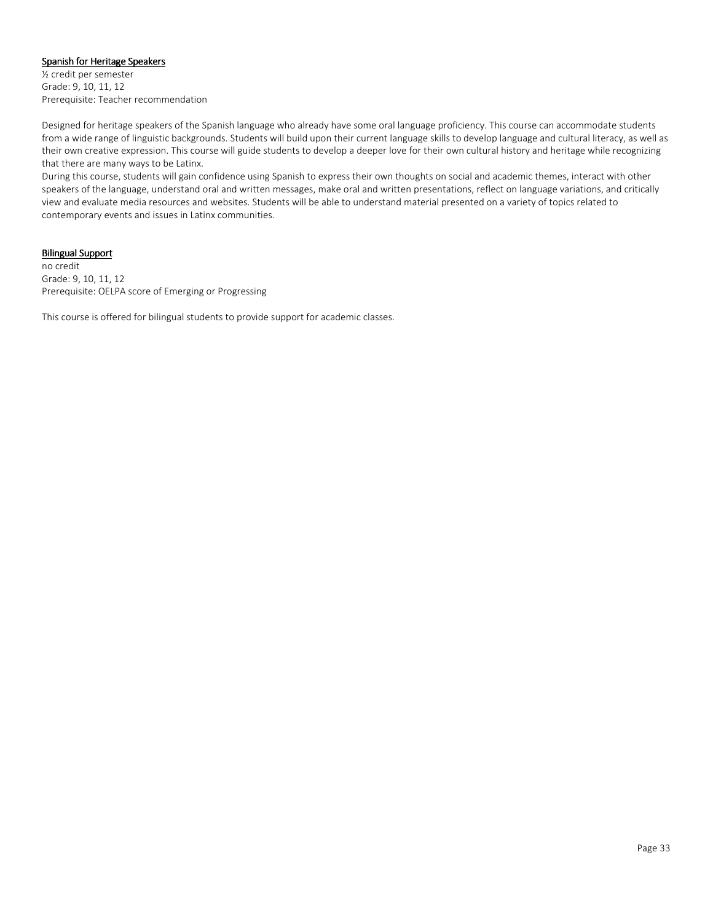### Spanish for Heritage Speakers

½ credit per semester
Grade: 9, 10, 11, 12
Prerequisite: Teacher recommendation

Designed for heritage speakers of the Spanish language who already have some oral language proficiency. This course can accommodate students from a wide range of linguistic backgrounds. Students will build upon their current language skills to develop language and cultural literacy, as well as their own creative expression. This course will guide students to develop a deeper love for their own cultural history and heritage while recognizing that there are many ways to be Latinx.
During this course, students will gain confidence using Spanish to express their own thoughts on social and academic themes, interact with other speakers of the language, understand oral and written messages, make oral and written presentations, reflect on language variations, and critically view and evaluate media resources and websites. Students will be able to understand material presented on a variety of topics related to contemporary events and issues in Latinx communities.

### Bilingual Support

no credit
Grade: 9, 10, 11, 12
Prerequisite: OELPA score of Emerging or Progressing

This course is offered for bilingual students to provide support for academic classes.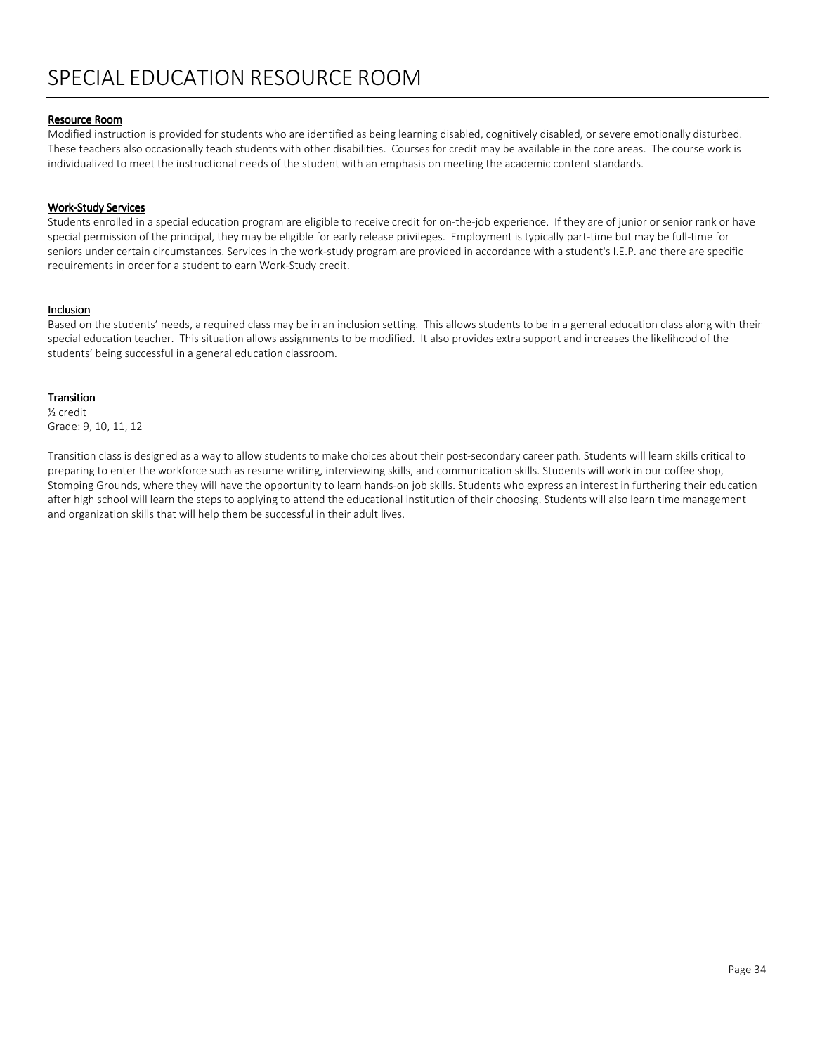# SPECIAL EDUCATION RESOURCE ROOM

**Resource Room**

Modified instruction is provided for students who are identified as being learning disabled, cognitively disabled, or severe emotionally disturbed. These teachers also occasionally teach students with other disabilities. Courses for credit may be available in the core areas. The course work is individualized to meet the instructional needs of the student with an emphasis on meeting the academic content standards.

**Work-Study Services**

Students enrolled in a special education program are eligible to receive credit for on-the-job experience. If they are of junior or senior rank or have special permission of the principal, they may be eligible for early release privileges. Employment is typically part-time but may be full-time for seniors under certain circumstances. Services in the work-study program are provided in accordance with a student's I.E.P. and there are specific requirements in order for a student to earn Work-Study credit.

**Inclusion**

Based on the students' needs, a required class may be in an inclusion setting. This allows students to be in a general education class along with their special education teacher. This situation allows assignments to be modified. It also provides extra support and increases the likelihood of the students' being successful in a general education classroom.

**Transition**

½ credit
Grade: 9, 10, 11, 12

Transition class is designed as a way to allow students to make choices about their post-secondary career path. Students will learn skills critical to preparing to enter the workforce such as resume writing, interviewing skills, and communication skills. Students will work in our coffee shop, Stomping Grounds, where they will have the opportunity to learn hands-on job skills. Students who express an interest in furthering their education after high school will learn the steps to applying to attend the educational institution of their choosing. Students will also learn time management and organization skills that will help them be successful in their adult lives.